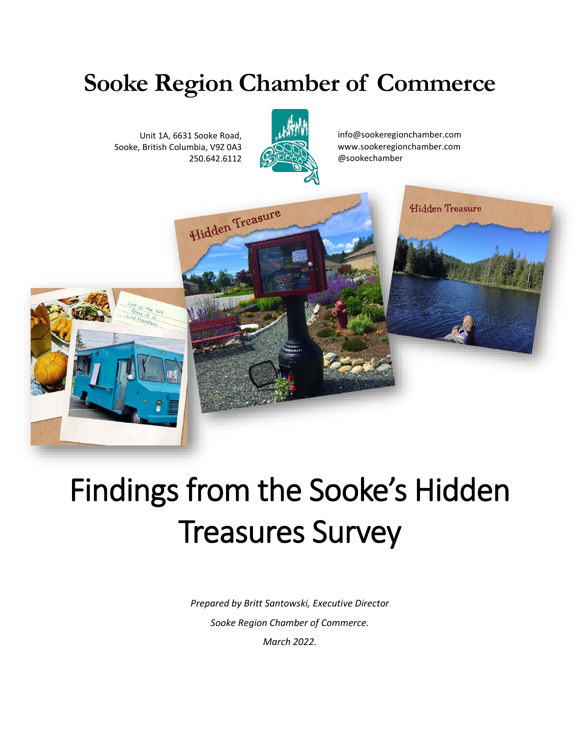# Sooke Region Chamber of Commerce

Unit 1A, 6631 Sooke Road,
Sooke, British Columbia, V9Z 0A3
250.642.6112

info@sookeregionchamber.com
www.sookeregionchamber.com
@sookechamber

# Findings from the Sooke's Hidden Treasures Survey

*Prepared by Britt Santowski, Executive Director*

*Sooke Region Chamber of Commerce.*

*March 2022.*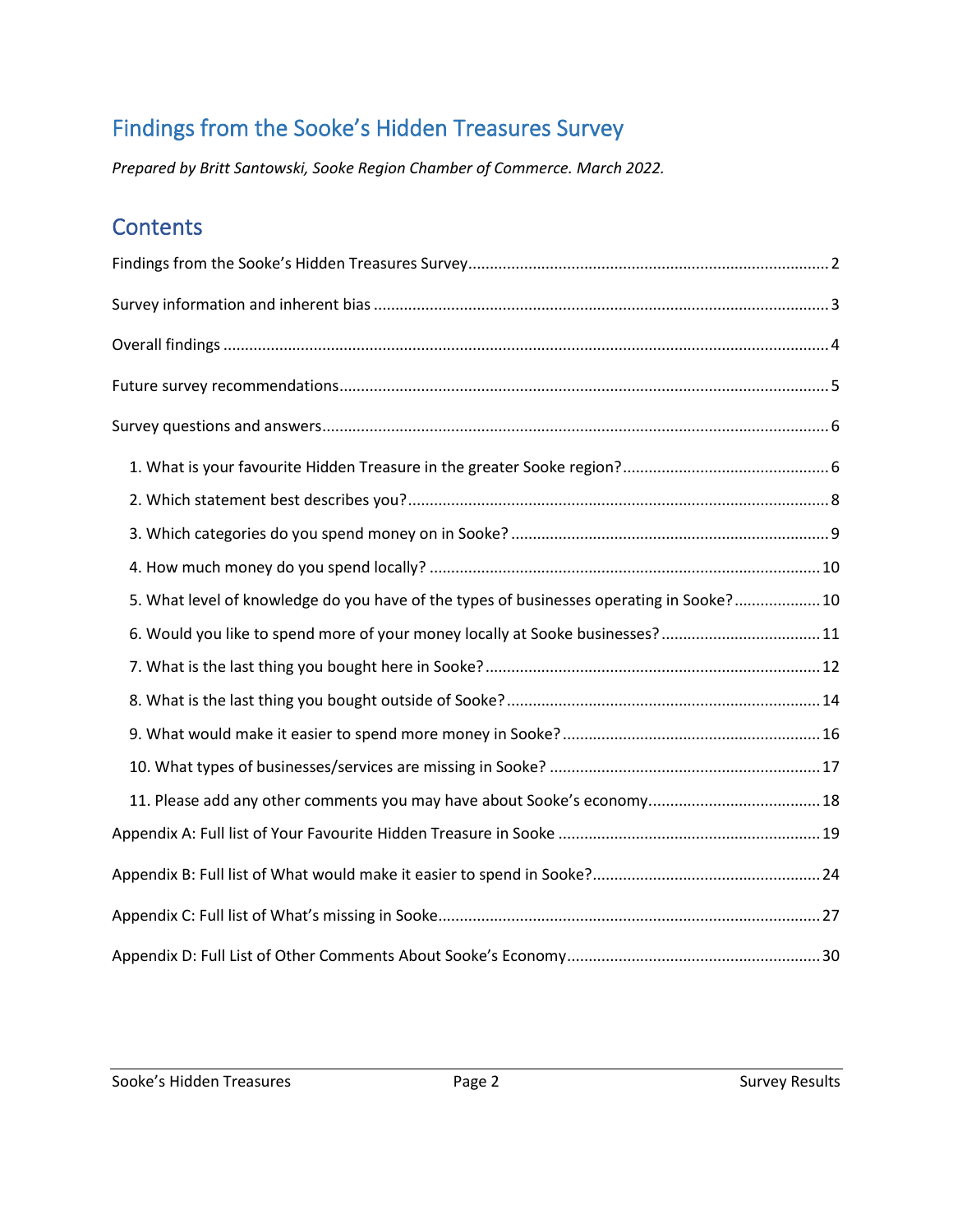# Findings from the Sooke's Hidden Treasures Survey

*Prepared by Britt Santowski, Sooke Region Chamber of Commerce. March 2022.*

## Contents

Findings from the Sooke's Hidden Treasures Survey ..... 2

Survey information and inherent bias ..... 3

Overall findings ..... 4

Future survey recommendations ..... 5

Survey questions and answers ..... 6

- 1. What is your favourite Hidden Treasure in the greater Sooke region? ..... 6
- 2. Which statement best describes you? ..... 8
- 3. Which categories do you spend money on in Sooke? ..... 9
- 4. How much money do you spend locally? ..... 10
- 5. What level of knowledge do you have of the types of businesses operating in Sooke? ..... 10
- 6. Would you like to spend more of your money locally at Sooke businesses? ..... 11
- 7. What is the last thing you bought here in Sooke? ..... 12
- 8. What is the last thing you bought outside of Sooke? ..... 14
- 9. What would make it easier to spend more money in Sooke? ..... 16
- 10. What types of businesses/services are missing in Sooke? ..... 17
- 11. Please add any other comments you may have about Sooke's economy. ..... 18

Appendix A: Full list of Your Favourite Hidden Treasure in Sooke ..... 19

Appendix B: Full list of What would make it easier to spend in Sooke? ..... 24

Appendix C: Full list of What's missing in Sooke ..... 27

Appendix D: Full List of Other Comments About Sooke's Economy ..... 30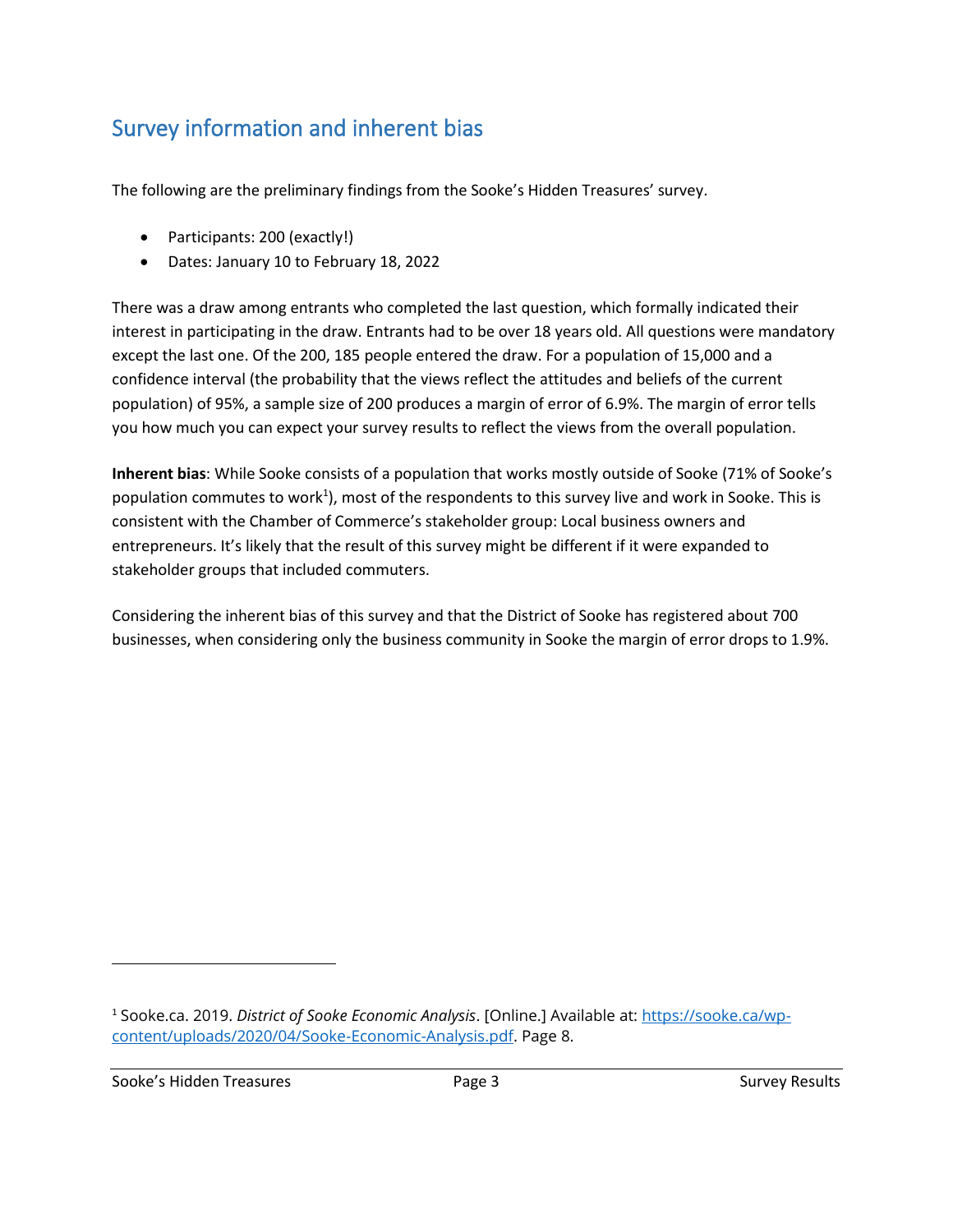## Survey information and inherent bias

The following are the preliminary findings from the Sooke's Hidden Treasures' survey.

- Participants: 200 (exactly!)
- Dates: January 10 to February 18, 2022

There was a draw among entrants who completed the last question, which formally indicated their interest in participating in the draw. Entrants had to be over 18 years old. All questions were mandatory except the last one. Of the 200, 185 people entered the draw. For a population of 15,000 and a confidence interval (the probability that the views reflect the attitudes and beliefs of the current population) of 95%, a sample size of 200 produces a margin of error of 6.9%. The margin of error tells you how much you can expect your survey results to reflect the views from the overall population.

**Inherent bias**: While Sooke consists of a population that works mostly outside of Sooke (71% of Sooke's population commutes to work[1]), most of the respondents to this survey live and work in Sooke. This is consistent with the Chamber of Commerce's stakeholder group: Local business owners and entrepreneurs. It's likely that the result of this survey might be different if it were expanded to stakeholder groups that included commuters.

Considering the inherent bias of this survey and that the District of Sooke has registered about 700 businesses, when considering only the business community in Sooke the margin of error drops to 1.9%.

---

[1] Sooke.ca. 2019. *District of Sooke Economic Analysis*. [Online.] Available at: [https://sooke.ca/wp-content/uploads/2020/04/Sooke-Economic-Analysis.pdf](https://sooke.ca/wp-content/uploads/2020/04/Sooke-Economic-Analysis.pdf). Page 8.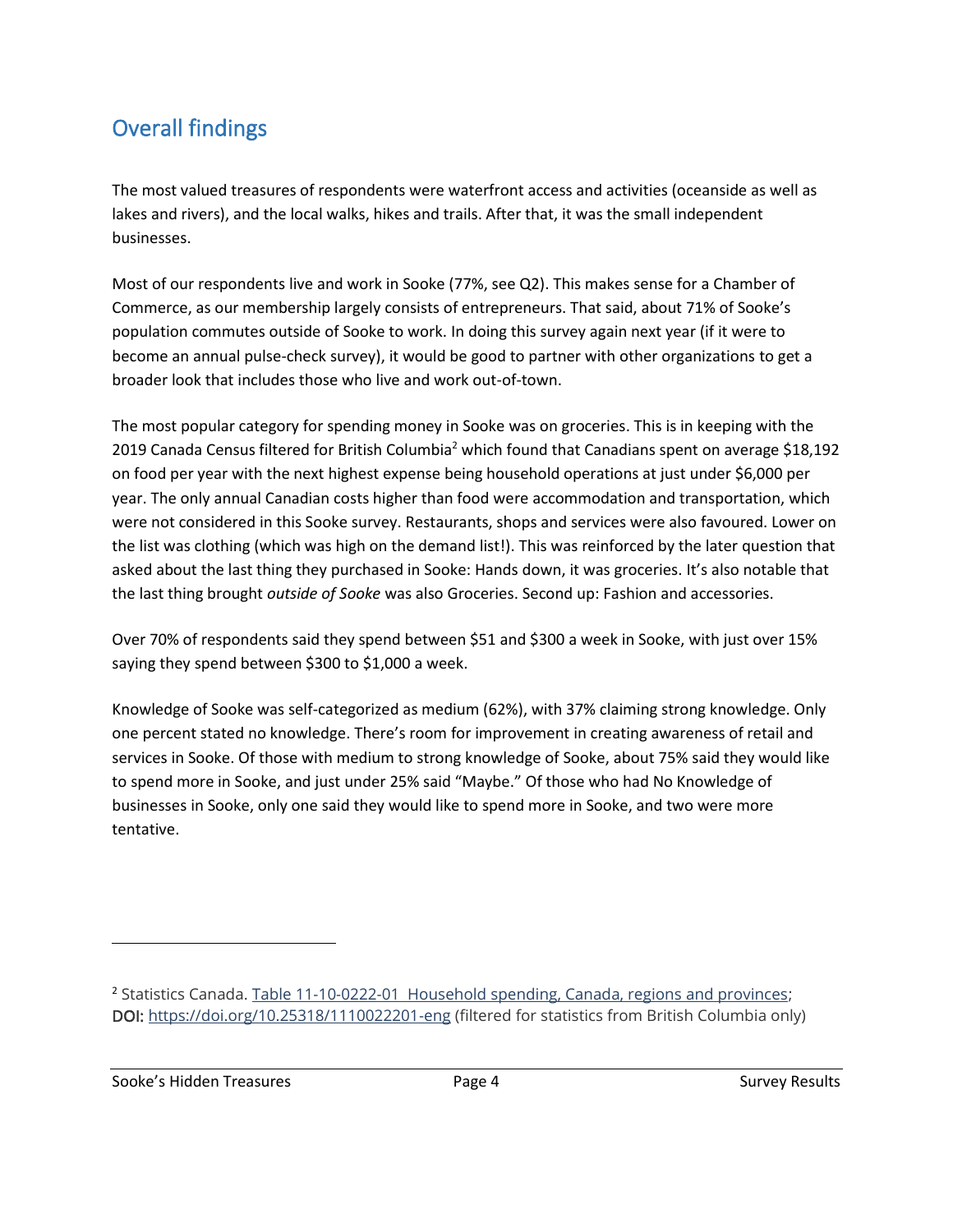## Overall findings

The most valued treasures of respondents were waterfront access and activities (oceanside as well as lakes and rivers), and the local walks, hikes and trails. After that, it was the small independent businesses.

Most of our respondents live and work in Sooke (77%, see Q2). This makes sense for a Chamber of Commerce, as our membership largely consists of entrepreneurs. That said, about 71% of Sooke's population commutes outside of Sooke to work. In doing this survey again next year (if it were to become an annual pulse-check survey), it would be good to partner with other organizations to get a broader look that includes those who live and work out-of-town.

The most popular category for spending money in Sooke was on groceries. This is in keeping with the 2019 Canada Census filtered for British Columbia[2] which found that Canadians spent on average $18,192 on food per year with the next highest expense being household operations at just under $6,000 per year. The only annual Canadian costs higher than food were accommodation and transportation, which were not considered in this Sooke survey. Restaurants, shops and services were also favoured. Lower on the list was clothing (which was high on the demand list!). This was reinforced by the later question that asked about the last thing they purchased in Sooke: Hands down, it was groceries. It's also notable that the last thing brought *outside of Sooke* was also Groceries. Second up: Fashion and accessories.

Over 70% of respondents said they spend between $51 and $300 a week in Sooke, with just over 15% saying they spend between $300 to $1,000 a week.

Knowledge of Sooke was self-categorized as medium (62%), with 37% claiming strong knowledge. Only one percent stated no knowledge. There's room for improvement in creating awareness of retail and services in Sooke. Of those with medium to strong knowledge of Sooke, about 75% said they would like to spend more in Sooke, and just under 25% said "Maybe." Of those who had No Knowledge of businesses in Sooke, only one said they would like to spend more in Sooke, and two were more tentative.

---

[2] Statistics Canada. [Table 11-10-0222-01 Household spending, Canada, regions and provinces](https://doi.org/10.25318/1110022201-eng); DOI: https://doi.org/10.25318/1110022201-eng (filtered for statistics from British Columbia only)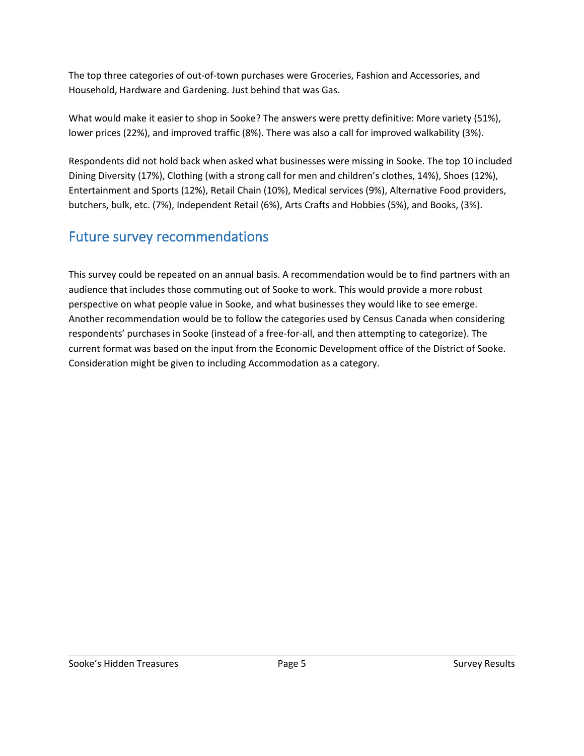The top three categories of out-of-town purchases were Groceries, Fashion and Accessories, and Household, Hardware and Gardening. Just behind that was Gas.

What would make it easier to shop in Sooke? The answers were pretty definitive: More variety (51%), lower prices (22%), and improved traffic (8%). There was also a call for improved walkability (3%).

Respondents did not hold back when asked what businesses were missing in Sooke. The top 10 included Dining Diversity (17%), Clothing (with a strong call for men and children's clothes, 14%), Shoes (12%), Entertainment and Sports (12%), Retail Chain (10%), Medical services (9%), Alternative Food providers, butchers, bulk, etc. (7%), Independent Retail (6%), Arts Crafts and Hobbies (5%), and Books, (3%).

## Future survey recommendations

This survey could be repeated on an annual basis. A recommendation would be to find partners with an audience that includes those commuting out of Sooke to work. This would provide a more robust perspective on what people value in Sooke, and what businesses they would like to see emerge. Another recommendation would be to follow the categories used by Census Canada when considering respondents' purchases in Sooke (instead of a free-for-all, and then attempting to categorize). The current format was based on the input from the Economic Development office of the District of Sooke. Consideration might be given to including Accommodation as a category.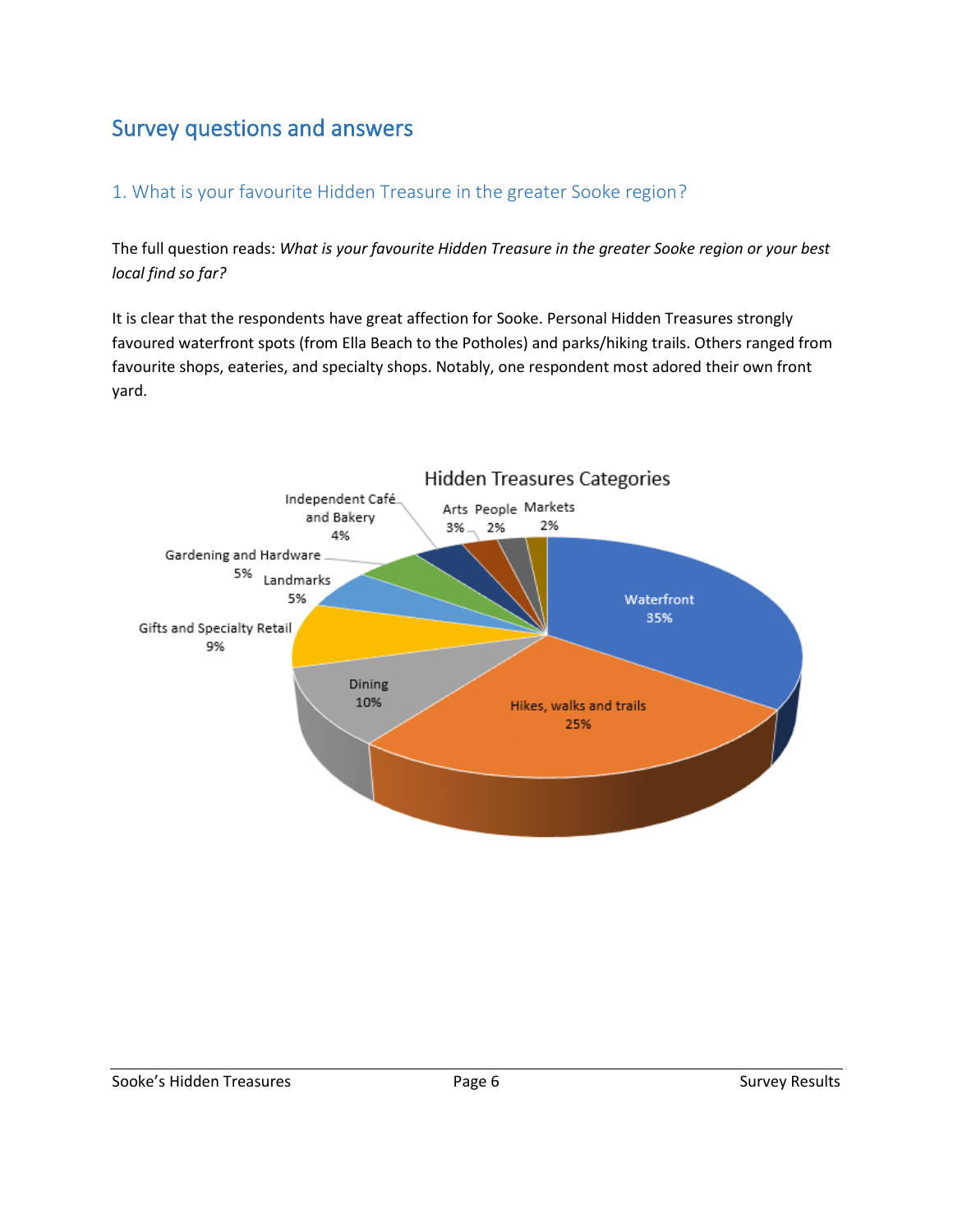## Survey questions and answers

### 1. What is your favourite Hidden Treasure in the greater Sooke region?

The full question reads: *What is your favourite Hidden Treasure in the greater Sooke region or your best local find so far?*

It is clear that the respondents have great affection for Sooke. Personal Hidden Treasures strongly favoured waterfront spots (from Ella Beach to the Potholes) and parks/hiking trails. Others ranged from favourite shops, eateries, and specialty shops. Notably, one respondent most adored their own front yard.

Hidden Treasures Categories

| Category | Percentage |
| --- | --- |
| Waterfront | 35% |
| Hikes, walks and trails | 25% |
| Dining | 10% |
| Gifts and Specialty Retail | 9% |
| Landmarks | 5% |
| Gardening and Hardware | 5% |
| Independent Café and Bakery | 4% |
| Arts | 3% |
| People | 2% |
| Markets | 2% |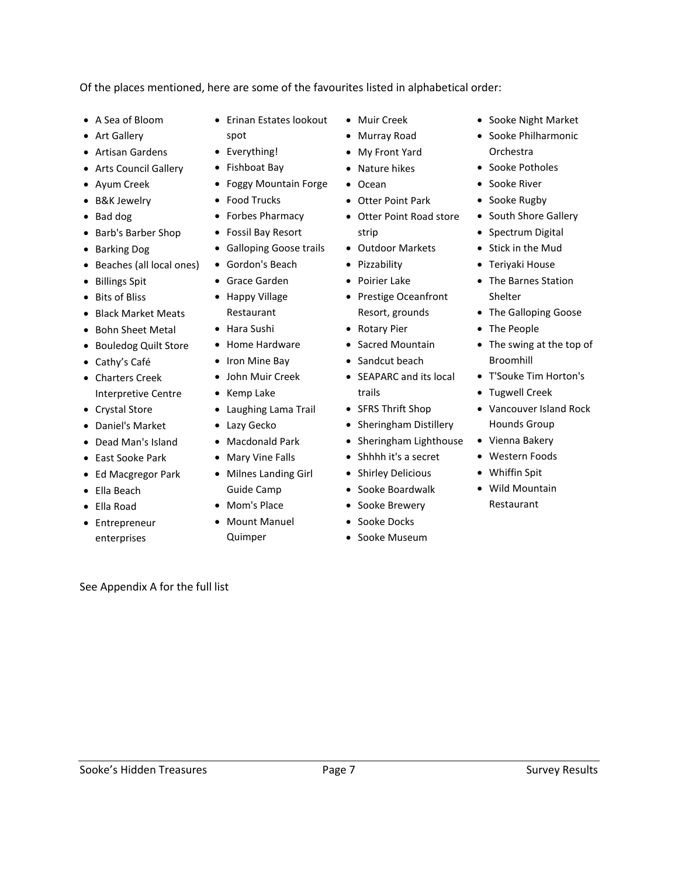Of the places mentioned, here are some of the favourites listed in alphabetical order:

- A Sea of Bloom
- Art Gallery
- Artisan Gardens
- Arts Council Gallery
- Ayum Creek
- B&K Jewelry
- Bad dog
- Barb's Barber Shop
- Barking Dog
- Beaches (all local ones)
- Billings Spit
- Bits of Bliss
- Black Market Meats
- Bohn Sheet Metal
- Bouledog Quilt Store
- Cathy's Café
- Charters Creek Interpretive Centre
- Crystal Store
- Daniel's Market
- Dead Man's Island
- East Sooke Park
- Ed Macgregor Park
- Ella Beach
- Ella Road
- Entrepreneur enterprises
- Erinan Estates lookout spot
- Everything!
- Fishboat Bay
- Foggy Mountain Forge
- Food Trucks
- Forbes Pharmacy
- Fossil Bay Resort
- Galloping Goose trails
- Gordon's Beach
- Grace Garden
- Happy Village Restaurant
- Hara Sushi
- Home Hardware
- Iron Mine Bay
- John Muir Creek
- Kemp Lake
- Laughing Lama Trail
- Lazy Gecko
- Macdonald Park
- Mary Vine Falls
- Milnes Landing Girl Guide Camp
- Mom's Place
- Mount Manuel Quimper
- Muir Creek
- Murray Road
- My Front Yard
- Nature hikes
- Ocean
- Otter Point Park
- Otter Point Road store strip
- Outdoor Markets
- Pizzability
- Poirier Lake
- Prestige Oceanfront Resort, grounds
- Rotary Pier
- Sacred Mountain
- Sandcut beach
- SEAPARC and its local trails
- SFRS Thrift Shop
- Sheringham Distillery
- Sheringham Lighthouse
- Shhhh it's a secret
- Shirley Delicious
- Sooke Boardwalk
- Sooke Brewery
- Sooke Docks
- Sooke Museum
- Sooke Night Market
- Sooke Philharmonic Orchestra
- Sooke Potholes
- Sooke River
- Sooke Rugby
- South Shore Gallery
- Spectrum Digital
- Stick in the Mud
- Teriyaki House
- The Barnes Station Shelter
- The Galloping Goose
- The People
- The swing at the top of Broomhill
- T'Souke Tim Horton's
- Tugwell Creek
- Vancouver Island Rock Hounds Group
- Vienna Bakery
- Western Foods
- Whiffin Spit
- Wild Mountain Restaurant

See Appendix A for the full list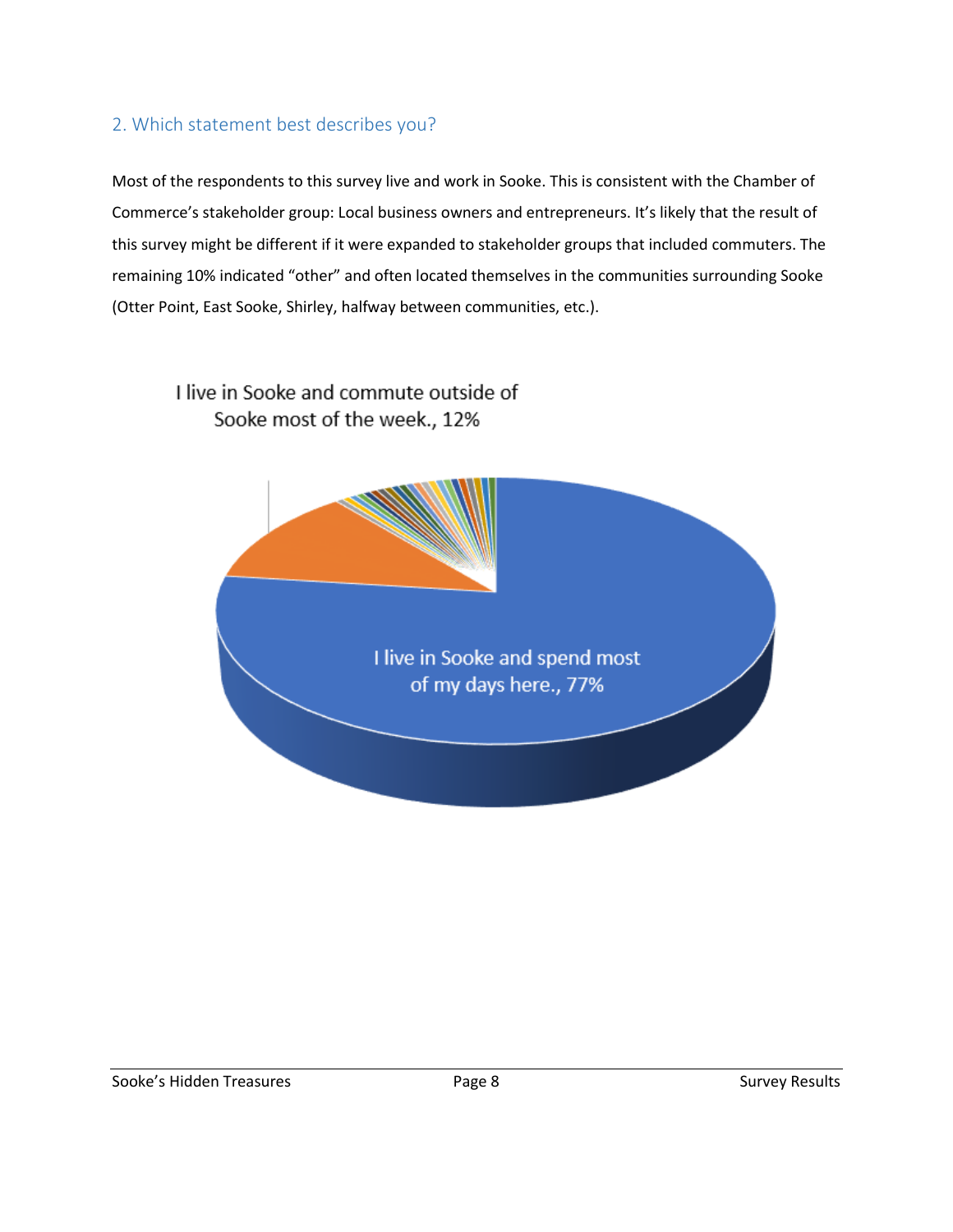## 2. Which statement best describes you?

Most of the respondents to this survey live and work in Sooke. This is consistent with the Chamber of Commerce's stakeholder group: Local business owners and entrepreneurs. It's likely that the result of this survey might be different if it were expanded to stakeholder groups that included commuters. The remaining 10% indicated "other" and often located themselves in the communities surrounding Sooke (Otter Point, East Sooke, Shirley, halfway between communities, etc.).

I live in Sooke and commute outside of Sooke most of the week., 12%

I live in Sooke and spend most of my days here., 77%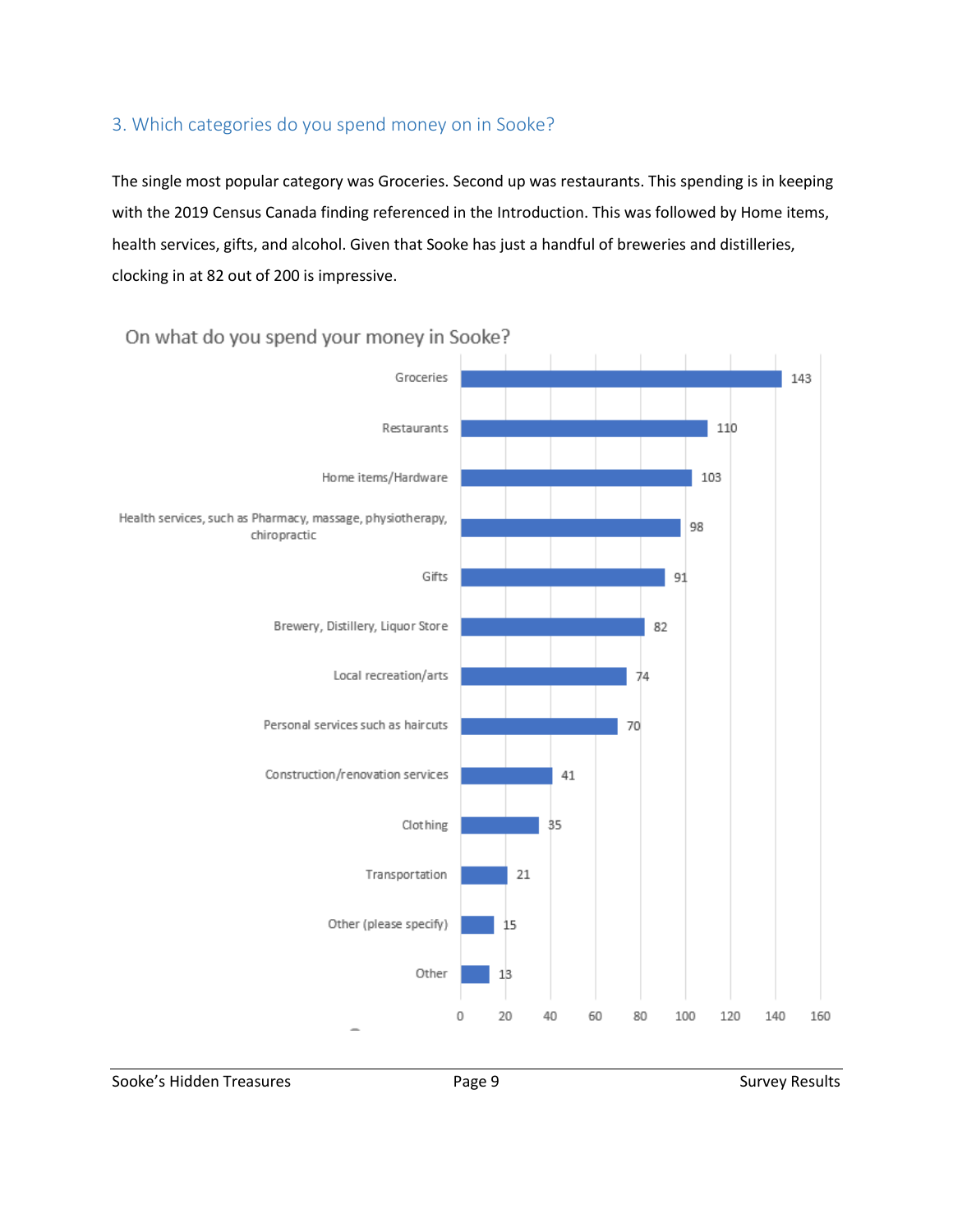## 3. Which categories do you spend money on in Sooke?

The single most popular category was Groceries. Second up was restaurants. This spending is in keeping with the 2019 Census Canada finding referenced in the Introduction. This was followed by Home items, health services, gifts, and alcohol. Given that Sooke has just a handful of breweries and distilleries, clocking in at 82 out of 200 is impressive.

On what do you spend your money in Sooke?

| Category | Responses |
| --- | --- |
| Groceries | 143 |
| Restaurants | 110 |
| Home items/Hardware | 103 |
| Health services, such as Pharmacy, massage, physiotherapy, chiropractic | 98 |
| Gifts | 91 |
| Brewery, Distillery, Liquor Store | 82 |
| Local recreation/arts | 74 |
| Personal services such as haircuts | 70 |
| Construction/renovation services | 41 |
| Clothing | 35 |
| Transportation | 21 |
| Other (please specify) | 15 |
| Other | 13 |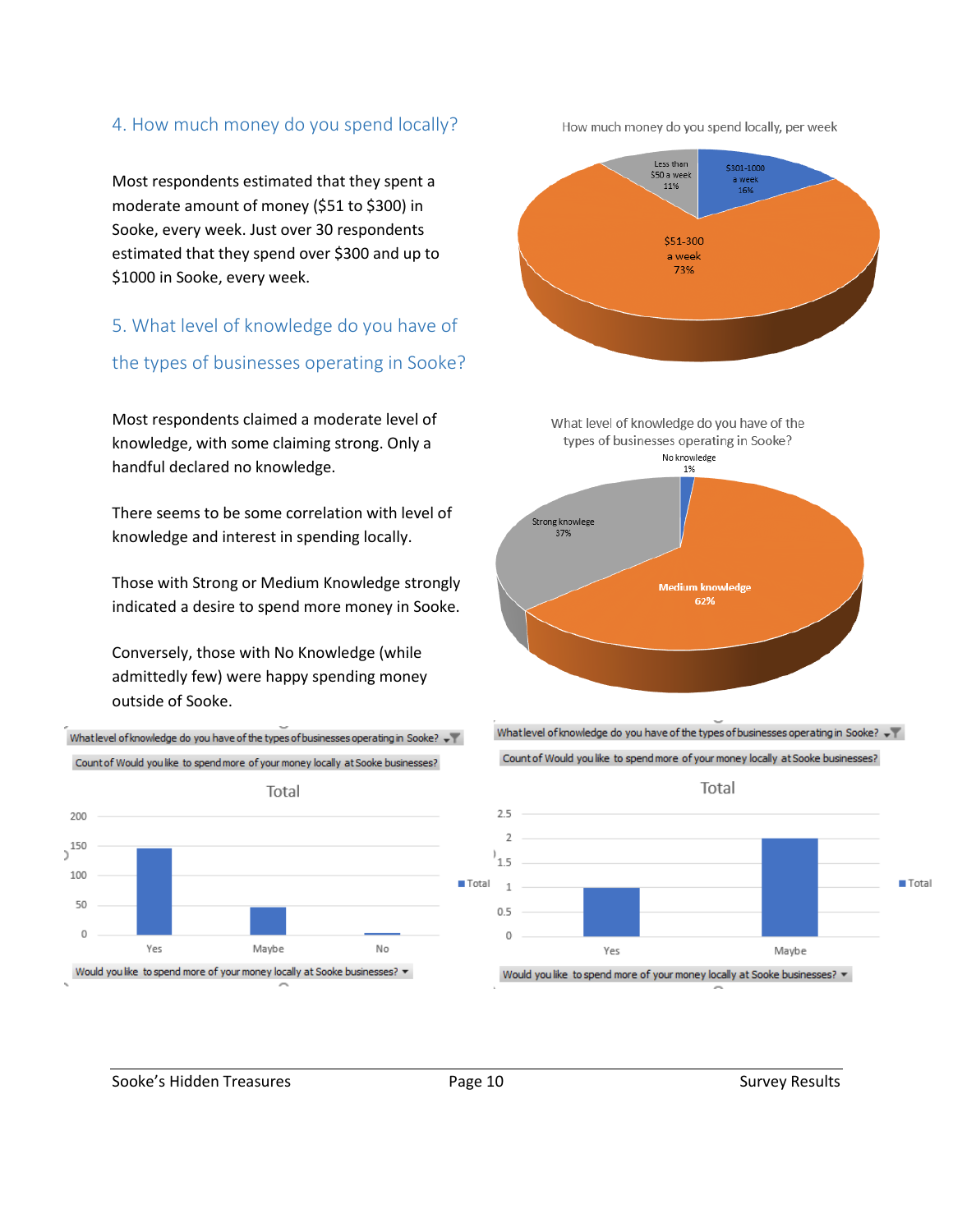## 4. How much money do you spend locally?

Most respondents estimated that they spent a moderate amount of money ($51 to $300) in Sooke, every week. Just over 30 respondents estimated that they spend over $300 and up to $1000 in Sooke, every week.

## 5. What level of knowledge do you have of the types of businesses operating in Sooke?

Most respondents claimed a moderate level of knowledge, with some claiming strong. Only a handful declared no knowledge.

There seems to be some correlation with level of knowledge and interest in spending locally.

Those with Strong or Medium Knowledge strongly indicated a desire to spend more money in Sooke.

Conversely, those with No Knowledge (while admittedly few) were happy spending money outside of Sooke.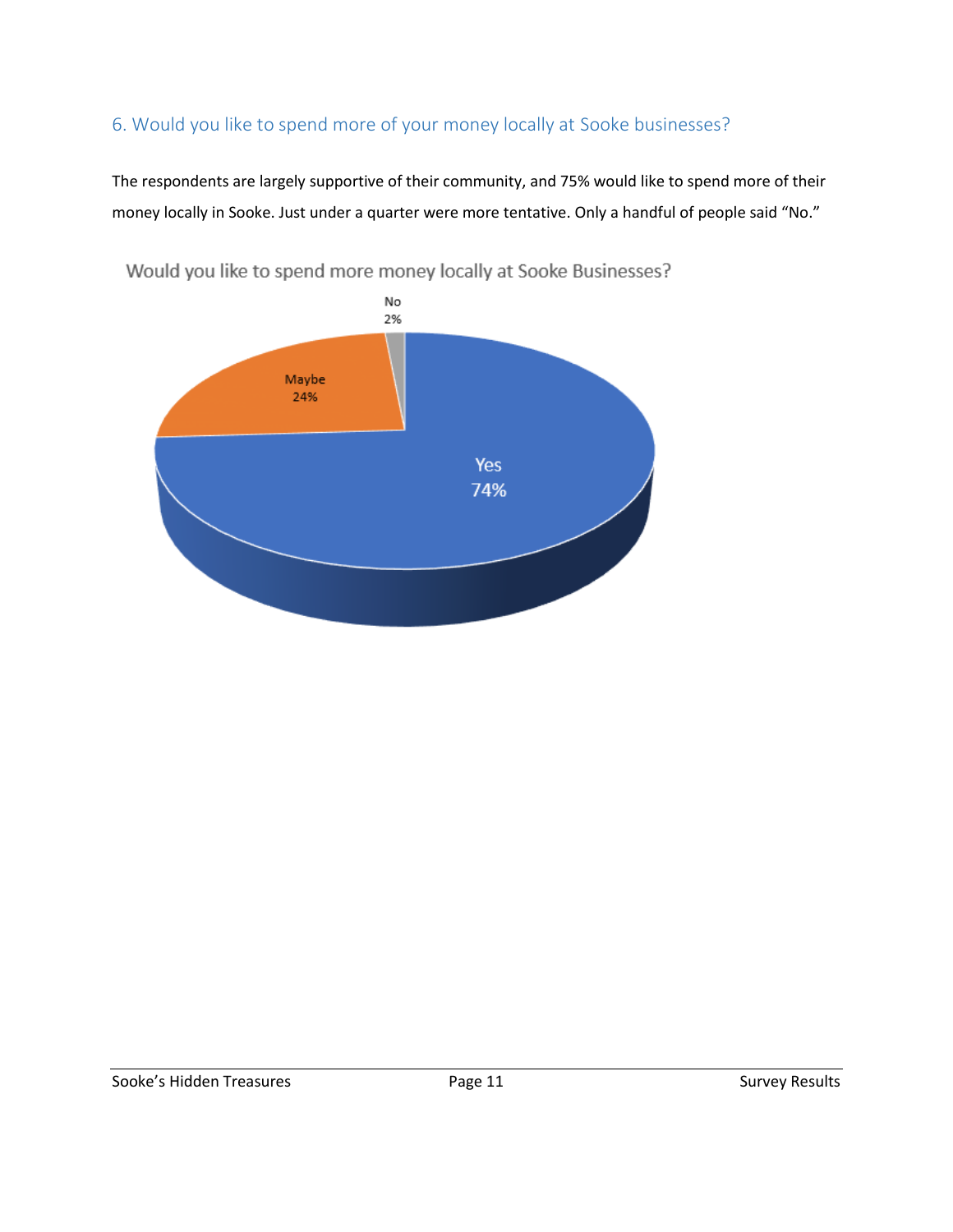## 6. Would you like to spend more of your money locally at Sooke businesses?

The respondents are largely supportive of their community, and 75% would like to spend more of their money locally in Sooke. Just under a quarter were more tentative. Only a handful of people said "No."

Would you like to spend more money locally at Sooke Businesses?

No 2%

Maybe 24%

Yes 74%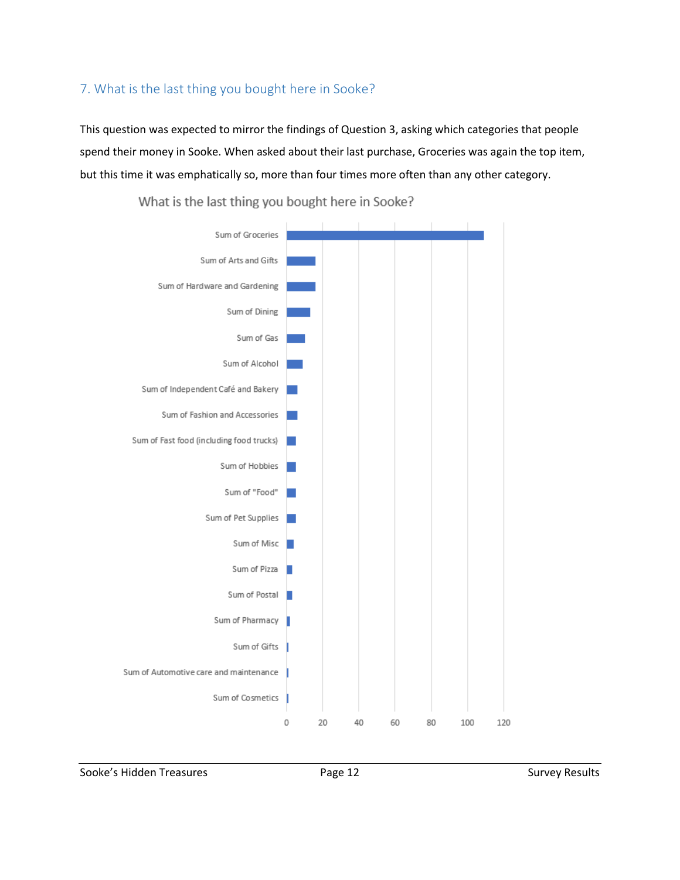## 7. What is the last thing you bought here in Sooke?

This question was expected to mirror the findings of Question 3, asking which categories that people spend their money in Sooke. When asked about their last purchase, Groceries was again the top item, but this time it was emphatically so, more than four times more often than any other category.

What is the last thing you bought here in Sooke?

- Sum of Groceries
- Sum of Arts and Gifts
- Sum of Hardware and Gardening
- Sum of Dining
- Sum of Gas
- Sum of Alcohol
- Sum of Independent Café and Bakery
- Sum of Fashion and Accessories
- Sum of Fast food (including food trucks)
- Sum of Hobbies
- Sum of "Food"
- Sum of Pet Supplies
- Sum of Misc
- Sum of Pizza
- Sum of Postal
- Sum of Pharmacy
- Sum of Gifts
- Sum of Automotive care and maintenance
- Sum of Cosmetics

0 20 40 60 80 100 120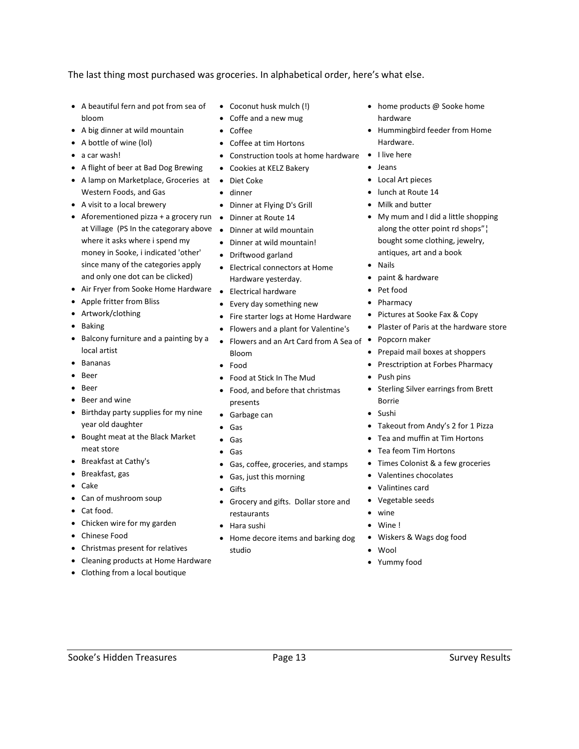The last thing most purchased was groceries. In alphabetical order, here's what else.

- A beautiful fern and pot from sea of bloom
- A big dinner at wild mountain
- A bottle of wine (lol)
- a car wash!
- A flight of beer at Bad Dog Brewing
- A lamp on Marketplace, Groceries at Western Foods, and Gas
- A visit to a local brewery
- Aforementioned pizza + a grocery run at Village (PS In the categorary above where it asks where i spend my money in Sooke, i indicated 'other' since many of the categories apply and only one dot can be clicked)
- Air Fryer from Sooke Home Hardware
- Apple fritter from Bliss
- Artwork/clothing
- Baking
- Balcony furniture and a painting by a local artist
- Bananas
- Beer
- Beer
- Beer and wine
- Birthday party supplies for my nine year old daughter
- Bought meat at the Black Market meat store
- Breakfast at Cathy's
- Breakfast, gas
- Cake
- Can of mushroom soup
- Cat food.
- Chicken wire for my garden
- Chinese Food
- Christmas present for relatives
- Cleaning products at Home Hardware
- Clothing from a local boutique
- Coconut husk mulch (!)
- Coffe and a new mug
- Coffee
- Coffee at tim Hortons
- Construction tools at home hardware
- Cookies at KELZ Bakery
- Diet Coke
- dinner
- Dinner at Flying D's Grill
- Dinner at Route 14
- Dinner at wild mountain
- Dinner at wild mountain!
- Driftwood garland
- Electrical connectors at Home Hardware yesterday.
- Electrical hardware
- Every day something new
- Fire starter logs at Home Hardware
- Flowers and a plant for Valentine's
- Flowers and an Art Card from A Sea of Bloom
- Food
- Food at Stick In The Mud
- Food, and before that christmas presents
- Garbage can
- Gas
- Gas
- Gas
- Gas, coffee, groceries, and stamps
- Gas, just this morning
- Gifts
- Grocery and gifts. Dollar store and restaurants
- Hara sushi
- Home decore items and barking dog studio
- home products @ Sooke home hardware
- Hummingbird feeder from Home Hardware.
- I live here
- Jeans
- Local Art pieces
- lunch at Route 14
- Milk and butter
- My mum and I did a little shopping along the otter point rd shops"¦ bought some clothing, jewelry, antiques, art and a book
- Nails
- paint & hardware
- Pet food
- Pharmacy
- Pictures at Sooke Fax & Copy
- Plaster of Paris at the hardware store
- Popcorn maker
- Prepaid mail boxes at shoppers
- Presctription at Forbes Pharmacy
- Push pins
- Sterling Silver earrings from Brett Borrie
- Sushi
- Takeout from Andy's 2 for 1 Pizza
- Tea and muffin at Tim Hortons
- Tea feom Tim Hortons
- Times Colonist & a few groceries
- Valentines chocolates
- Valintines card
- Vegetable seeds
- wine
- Wine !
- Wiskers & Wags dog food
- Wool
- Yummy food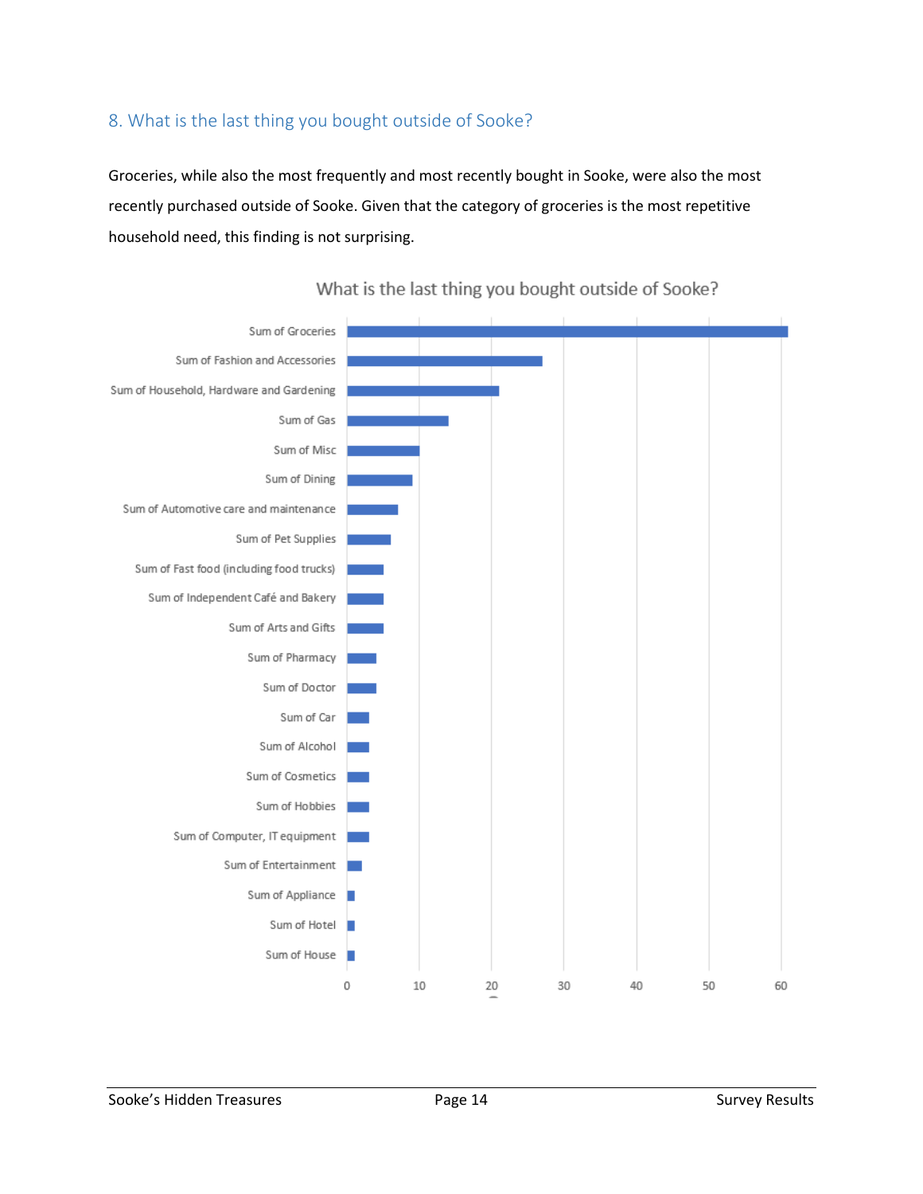## 8. What is the last thing you bought outside of Sooke?

Groceries, while also the most frequently and most recently bought in Sooke, were also the most recently purchased outside of Sooke. Given that the category of groceries is the most repetitive household need, this finding is not surprising.

**What is the last thing you bought outside of Sooke?**

| Category | Value |
|---|---|
| Sum of Groceries | 61 |
| Sum of Fashion and Accessories | 27 |
| Sum of Household, Hardware and Gardening | 21 |
| Sum of Gas | 14 |
| Sum of Misc | 10 |
| Sum of Dining | 9 |
| Sum of Automotive care and maintenance | 7 |
| Sum of Pet Supplies | 6 |
| Sum of Fast food (including food trucks) | 5 |
| Sum of Independent Café and Bakery | 5 |
| Sum of Arts and Gifts | 5 |
| Sum of Pharmacy | 4 |
| Sum of Doctor | 4 |
| Sum of Car | 3 |
| Sum of Alcohol | 3 |
| Sum of Cosmetics | 3 |
| Sum of Hobbies | 3 |
| Sum of Computer, IT equipment | 3 |
| Sum of Entertainment | 2 |
| Sum of Appliance | 1 |
| Sum of Hotel | 1 |
| Sum of House | 1 |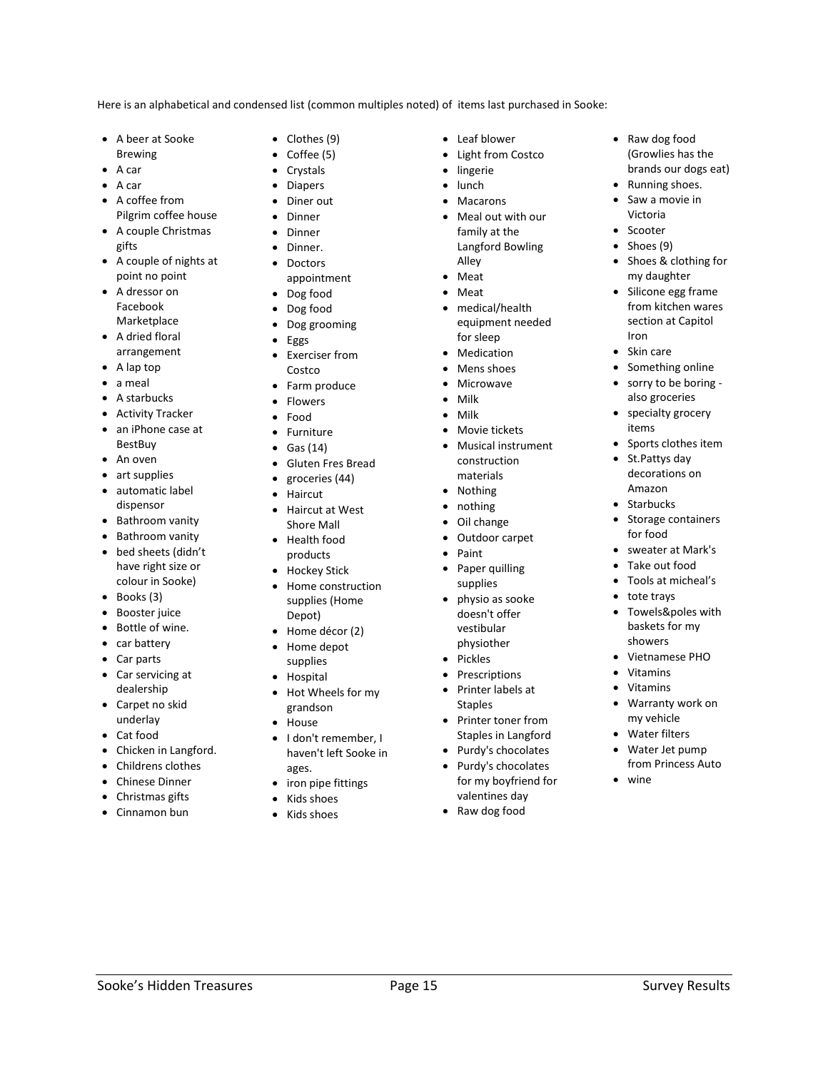Here is an alphabetical and condensed list (common multiples noted) of items last purchased in Sooke:

- A beer at Sooke Brewing
- A car
- A car
- A coffee from Pilgrim coffee house
- A couple Christmas gifts
- A couple of nights at point no point
- A dressor on Facebook Marketplace
- A dried floral arrangement
- A lap top
- a meal
- A starbucks
- Activity Tracker
- an iPhone case at BestBuy
- An oven
- art supplies
- automatic label dispensor
- Bathroom vanity
- Bathroom vanity
- bed sheets (didn't have right size or colour in Sooke)
- Books (3)
- Booster juice
- Bottle of wine.
- car battery
- Car parts
- Car servicing at dealership
- Carpet no skid underlay
- Cat food
- Chicken in Langford.
- Childrens clothes
- Chinese Dinner
- Christmas gifts
- Cinnamon bun
- Clothes (9)
- Coffee (5)
- Crystals
- Diapers
- Diner out
- Dinner
- Dinner
- Dinner.
- Doctors appointment
- Dog food
- Dog food
- Dog grooming
- Eggs
- Exerciser from Costco
- Farm produce
- Flowers
- Food
- Furniture
- Gas (14)
- Gluten Fres Bread
- groceries (44)
- Haircut
- Haircut at West Shore Mall
- Health food products
- Hockey Stick
- Home construction supplies (Home Depot)
- Home décor (2)
- Home depot supplies
- Hospital
- Hot Wheels for my grandson
- House
- I don't remember, I haven't left Sooke in ages.
- iron pipe fittings
- Kids shoes
- Kids shoes
- Leaf blower
- Light from Costco
- lingerie
- lunch
- Macarons
- Meal out with our family at the Langford Bowling Alley
- Meat
- Meat
- medical/health equipment needed for sleep
- Medication
- Mens shoes
- Microwave
- Milk
- Milk
- Movie tickets
- Musical instrument construction materials
- Nothing
- nothing
- Oil change
- Outdoor carpet
- Paint
- Paper quilling supplies
- physio as sooke doesn't offer vestibular physiother
- Pickles
- Prescriptions
- Printer labels at Staples
- Printer toner from Staples in Langford
- Purdy's chocolates
- Purdy's chocolates for my boyfriend for valentines day
- Raw dog food
- Raw dog food (Growlies has the brands our dogs eat)
- Running shoes.
- Saw a movie in Victoria
- Scooter
- Shoes (9)
- Shoes & clothing for my daughter
- Silicone egg frame from kitchen wares section at Capitol Iron
- Skin care
- Something online
- sorry to be boring - also groceries
- specialty grocery items
- Sports clothes item
- St.Pattys day decorations on Amazon
- Starbucks
- Storage containers for food
- sweater at Mark's
- Take out food
- Tools at micheal's
- tote trays
- Towels&poles with baskets for my showers
- Vietnamese PHO
- Vitamins
- Vitamins
- Warranty work on my vehicle
- Water filters
- Water Jet pump from Princess Auto
- wine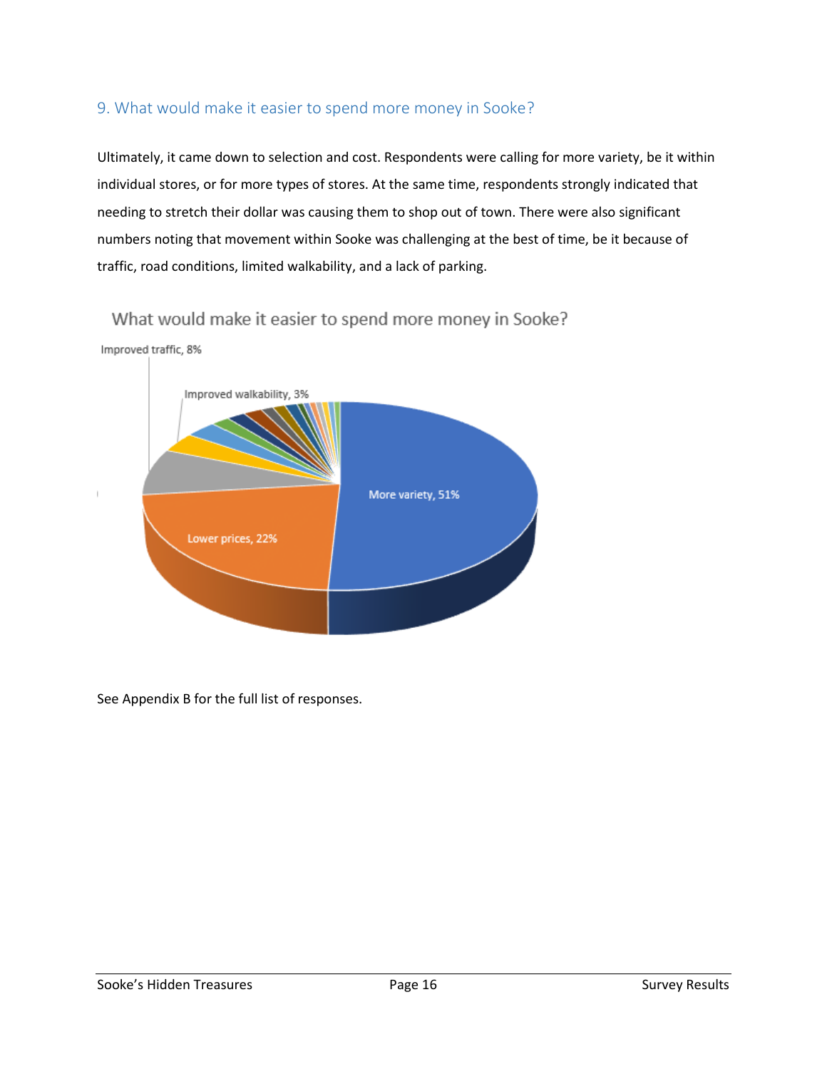## 9. What would make it easier to spend more money in Sooke?

Ultimately, it came down to selection and cost. Respondents were calling for more variety, be it within individual stores, or for more types of stores. At the same time, respondents strongly indicated that needing to stretch their dollar was causing them to shop out of town. There were also significant numbers noting that movement within Sooke was challenging at the best of time, be it because of traffic, road conditions, limited walkability, and a lack of parking.

What would make it easier to spend more money in Sooke?

Improved traffic, 8%

Improved walkability, 3%

More variety, 51%

Lower prices, 22%

See Appendix B for the full list of responses.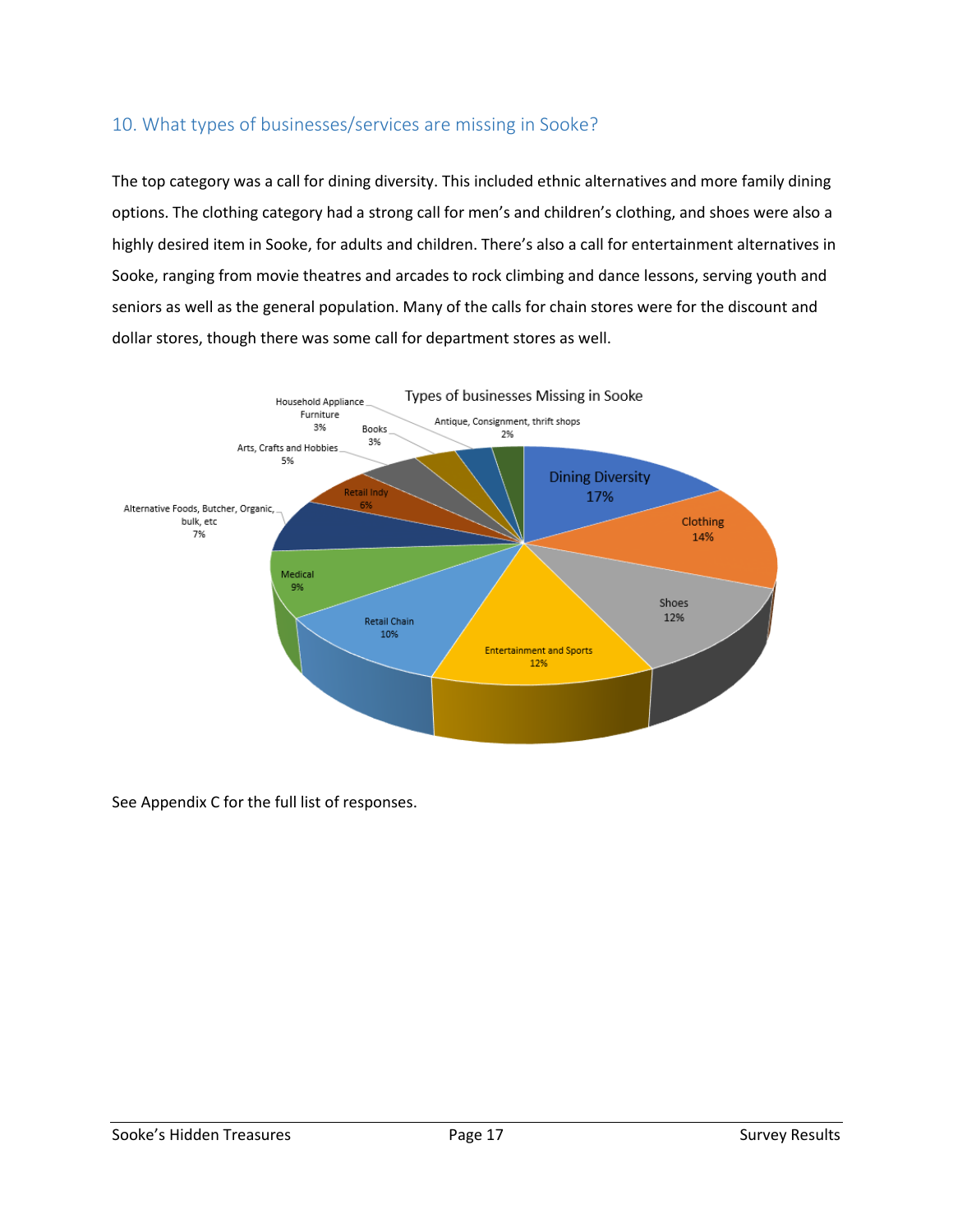## 10. What types of businesses/services are missing in Sooke?

The top category was a call for dining diversity. This included ethnic alternatives and more family dining options. The clothing category had a strong call for men's and children's clothing, and shoes were also a highly desired item in Sooke, for adults and children. There's also a call for entertainment alternatives in Sooke, ranging from movie theatres and arcades to rock climbing and dance lessons, serving youth and seniors as well as the general population. Many of the calls for chain stores were for the discount and dollar stores, though there was some call for department stores as well.

**Types of businesses Missing in Sooke**

| Category | Percentage |
| --- | --- |
| Dining Diversity | 17% |
| Clothing | 14% |
| Shoes | 12% |
| Entertainment and Sports | 12% |
| Retail Chain | 10% |
| Medical | 9% |
| Alternative Foods, Butcher, Organic, bulk, etc | 7% |
| Retail Indy | 6% |
| Arts, Crafts and Hobbies | 5% |
| Household Appliance Furniture | 3% |
| Books | 3% |
| Antique, Consignment, thrift shops | 2% |

See Appendix C for the full list of responses.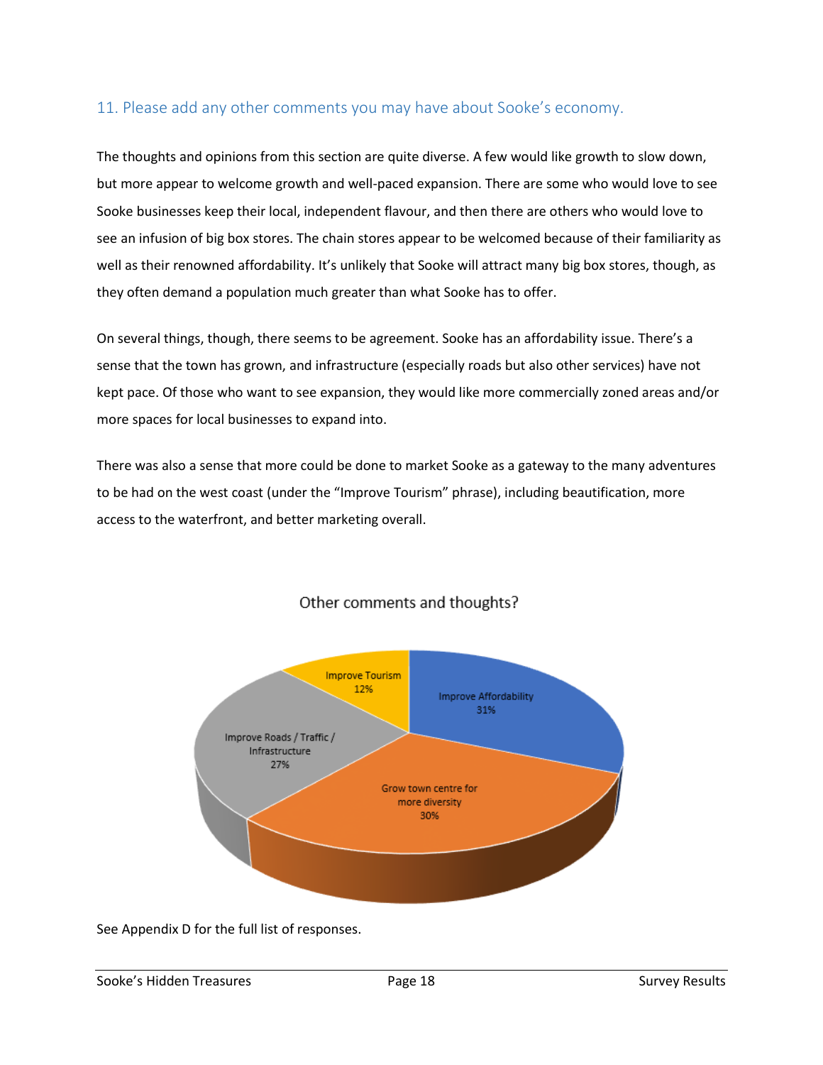## 11. Please add any other comments you may have about Sooke's economy.

The thoughts and opinions from this section are quite diverse. A few would like growth to slow down, but more appear to welcome growth and well-paced expansion. There are some who would love to see Sooke businesses keep their local, independent flavour, and then there are others who would love to see an infusion of big box stores. The chain stores appear to be welcomed because of their familiarity as well as their renowned affordability. It's unlikely that Sooke will attract many big box stores, though, as they often demand a population much greater than what Sooke has to offer.

On several things, though, there seems to be agreement. Sooke has an affordability issue. There's a sense that the town has grown, and infrastructure (especially roads but also other services) have not kept pace. Of those who want to see expansion, they would like more commercially zoned areas and/or more spaces for local businesses to expand into.

There was also a sense that more could be done to market Sooke as a gateway to the many adventures to be had on the west coast (under the "Improve Tourism" phrase), including beautification, more access to the waterfront, and better marketing overall.

Other comments and thoughts?

| Category | Percentage |
|---|---|
| Improve Affordability | 31% |
| Grow town centre for more diversity | 30% |
| Improve Roads / Traffic / Infrastructure | 27% |
| Improve Tourism | 12% |

See Appendix D for the full list of responses.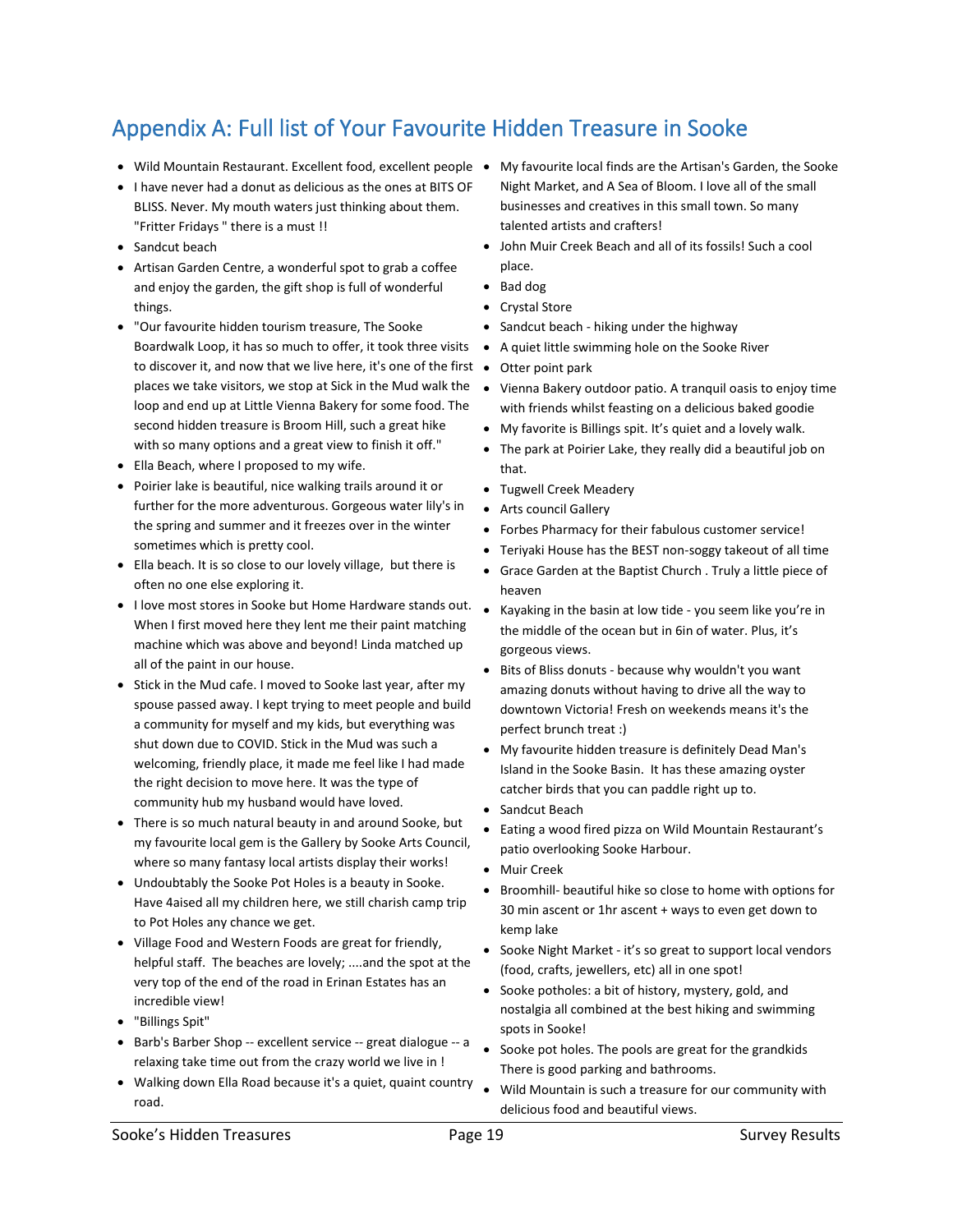## Appendix A: Full list of Your Favourite Hidden Treasure in Sooke

- Wild Mountain Restaurant. Excellent food, excellent people
- I have never had a donut as delicious as the ones at BITS OF BLISS. Never. My mouth waters just thinking about them. "Fritter Fridays " there is a must !!
- Sandcut beach
- Artisan Garden Centre, a wonderful spot to grab a coffee and enjoy the garden, the gift shop is full of wonderful things.
- "Our favourite hidden tourism treasure, The Sooke Boardwalk Loop, it has so much to offer, it took three visits to discover it, and now that we live here, it's one of the first places we take visitors, we stop at Sick in the Mud walk the loop and end up at Little Vienna Bakery for some food. The second hidden treasure is Broom Hill, such a great hike with so many options and a great view to finish it off."
- Ella Beach, where I proposed to my wife.
- Poirier lake is beautiful, nice walking trails around it or further for the more adventurous. Gorgeous water lily's in the spring and summer and it freezes over in the winter sometimes which is pretty cool.
- Ella beach. It is so close to our lovely village, but there is often no one else exploring it.
- I love most stores in Sooke but Home Hardware stands out. When I first moved here they lent me their paint matching machine which was above and beyond! Linda matched up all of the paint in our house.
- Stick in the Mud cafe. I moved to Sooke last year, after my spouse passed away. I kept trying to meet people and build a community for myself and my kids, but everything was shut down due to COVID. Stick in the Mud was such a welcoming, friendly place, it made me feel like I had made the right decision to move here. It was the type of community hub my husband would have loved.
- There is so much natural beauty in and around Sooke, but my favourite local gem is the Gallery by Sooke Arts Council, where so many fantasy local artists display their works!
- Undoubtably the Sooke Pot Holes is a beauty in Sooke. Have 4aised all my children here, we still charish camp trip to Pot Holes any chance we get.
- Village Food and Western Foods are great for friendly, helpful staff. The beaches are lovely; ....and the spot at the very top of the end of the road in Erinan Estates has an incredible view!
- "Billings Spit"
- Barb's Barber Shop -- excellent service -- great dialogue -- a relaxing take time out from the crazy world we live in !
- Walking down Ella Road because it's a quiet, quaint country road.
- My favourite local finds are the Artisan's Garden, the Sooke Night Market, and A Sea of Bloom. I love all of the small businesses and creatives in this small town. So many talented artists and crafters!
- John Muir Creek Beach and all of its fossils! Such a cool place.
- Bad dog
- Crystal Store
- Sandcut beach - hiking under the highway
- A quiet little swimming hole on the Sooke River
- Otter point park
- Vienna Bakery outdoor patio. A tranquil oasis to enjoy time with friends whilst feasting on a delicious baked goodie
- My favorite is Billings spit. It's quiet and a lovely walk.
- The park at Poirier Lake, they really did a beautiful job on that.
- Tugwell Creek Meadery
- Arts council Gallery
- Forbes Pharmacy for their fabulous customer service!
- Teriyaki House has the BEST non-soggy takeout of all time
- Grace Garden at the Baptist Church . Truly a little piece of heaven
- Kayaking in the basin at low tide - you seem like you're in the middle of the ocean but in 6in of water. Plus, it's gorgeous views.
- Bits of Bliss donuts - because why wouldn't you want amazing donuts without having to drive all the way to downtown Victoria! Fresh on weekends means it's the perfect brunch treat :)
- My favourite hidden treasure is definitely Dead Man's Island in the Sooke Basin. It has these amazing oyster catcher birds that you can paddle right up to.
- Sandcut Beach
- Eating a wood fired pizza on Wild Mountain Restaurant's patio overlooking Sooke Harbour.
- Muir Creek
- Broomhill- beautiful hike so close to home with options for 30 min ascent or 1hr ascent + ways to even get down to kemp lake
- Sooke Night Market - it's so great to support local vendors (food, crafts, jewellers, etc) all in one spot!
- Sooke potholes: a bit of history, mystery, gold, and nostalgia all combined at the best hiking and swimming spots in Sooke!
- Sooke pot holes. The pools are great for the grandkids There is good parking and bathrooms.
- Wild Mountain is such a treasure for our community with delicious food and beautiful views.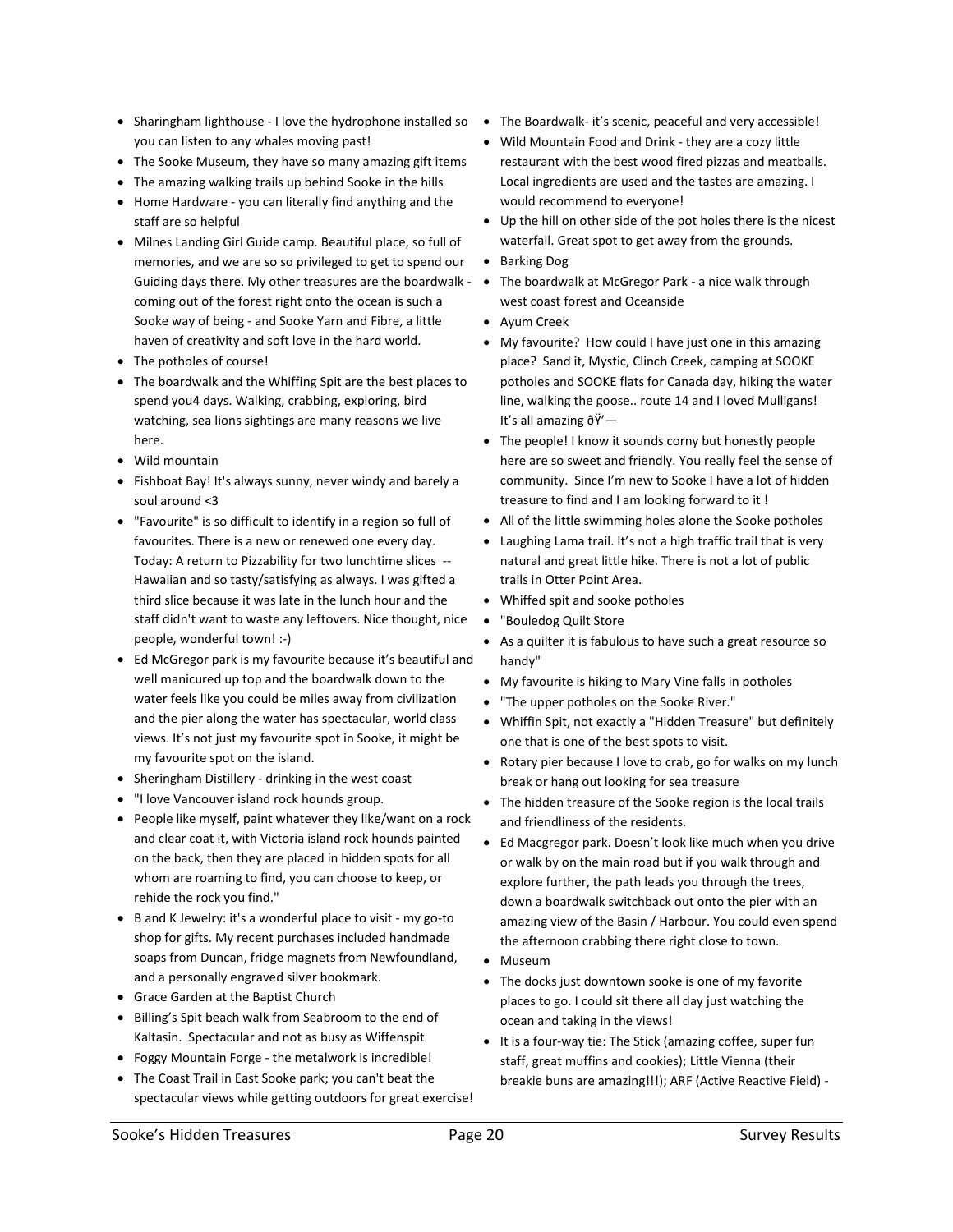- Sharingham lighthouse - I love the hydrophone installed so you can listen to any whales moving past!
- The Sooke Museum, they have so many amazing gift items
- The amazing walking trails up behind Sooke in the hills
- Home Hardware - you can literally find anything and the staff are so helpful
- Milnes Landing Girl Guide camp. Beautiful place, so full of memories, and we are so so privileged to get to spend our Guiding days there. My other treasures are the boardwalk - coming out of the forest right onto the ocean is such a Sooke way of being - and Sooke Yarn and Fibre, a little haven of creativity and soft love in the hard world.
- The potholes of course!
- The boardwalk and the Whiffing Spit are the best places to spend you4 days. Walking, crabbing, exploring, bird watching, sea lions sightings are many reasons we live here.
- Wild mountain
- Fishboat Bay! It's always sunny, never windy and barely a soul around <3
- "Favourite" is so difficult to identify in a region so full of favourites. There is a new or renewed one every day. Today: A return to Pizzability for two lunchtime slices -- Hawaiian and so tasty/satisfying as always. I was gifted a third slice because it was late in the lunch hour and the staff didn't want to waste any leftovers. Nice thought, nice people, wonderful town! :-)
- Ed McGregor park is my favourite because it's beautiful and well manicured up top and the boardwalk down to the water feels like you could be miles away from civilization and the pier along the water has spectacular, world class views. It's not just my favourite spot in Sooke, it might be my favourite spot on the island.
- Sheringham Distillery - drinking in the west coast
- "I love Vancouver island rock hounds group.
- People like myself, paint whatever they like/want on a rock and clear coat it, with Victoria island rock hounds painted on the back, then they are placed in hidden spots for all whom are roaming to find, you can choose to keep, or rehide the rock you find."
- B and K Jewelry: it's a wonderful place to visit - my go-to shop for gifts. My recent purchases included handmade soaps from Duncan, fridge magnets from Newfoundland, and a personally engraved silver bookmark.
- Grace Garden at the Baptist Church
- Billing's Spit beach walk from Seabroom to the end of Kaltasin. Spectacular and not as busy as Wiffenspit
- Foggy Mountain Forge - the metalwork is incredible!
- The Coast Trail in East Sooke park; you can't beat the spectacular views while getting outdoors for great exercise!
- The Boardwalk- it's scenic, peaceful and very accessible!
- Wild Mountain Food and Drink - they are a cozy little restaurant with the best wood fired pizzas and meatballs. Local ingredients are used and the tastes are amazing. I would recommend to everyone!
- Up the hill on other side of the pot holes there is the nicest waterfall. Great spot to get away from the grounds.
- Barking Dog
- The boardwalk at McGregor Park - a nice walk through west coast forest and Oceanside
- Ayum Creek
- My favourite? How could I have just one in this amazing place? Sand it, Mystic, Clinch Creek, camping at SOOKE potholes and SOOKE flats for Canada day, hiking the water line, walking the goose.. route 14 and I loved Mulligans! It's all amazing ðŸ'—
- The people! I know it sounds corny but honestly people here are so sweet and friendly. You really feel the sense of community. Since I'm new to Sooke I have a lot of hidden treasure to find and I am looking forward to it !
- All of the little swimming holes alone the Sooke potholes
- Laughing Lama trail. It's not a high traffic trail that is very natural and great little hike. There is not a lot of public trails in Otter Point Area.
- Whiffed spit and sooke potholes
- "Bouledog Quilt Store
- As a quilter it is fabulous to have such a great resource so handy"
- My favourite is hiking to Mary Vine falls in potholes
- "The upper potholes on the Sooke River."
- Whiffin Spit, not exactly a "Hidden Treasure" but definitely one that is one of the best spots to visit.
- Rotary pier because I love to crab, go for walks on my lunch break or hang out looking for sea treasure
- The hidden treasure of the Sooke region is the local trails and friendliness of the residents.
- Ed Macgregor park. Doesn't look like much when you drive or walk by on the main road but if you walk through and explore further, the path leads you through the trees, down a boardwalk switchback out onto the pier with an amazing view of the Basin / Harbour. You could even spend the afternoon crabbing there right close to town.
- Museum
- The docks just downtown sooke is one of my favorite places to go. I could sit there all day just watching the ocean and taking in the views!
- It is a four-way tie: The Stick (amazing coffee, super fun staff, great muffins and cookies); Little Vienna (their breakie buns are amazing!!!); ARF (Active Reactive Field) -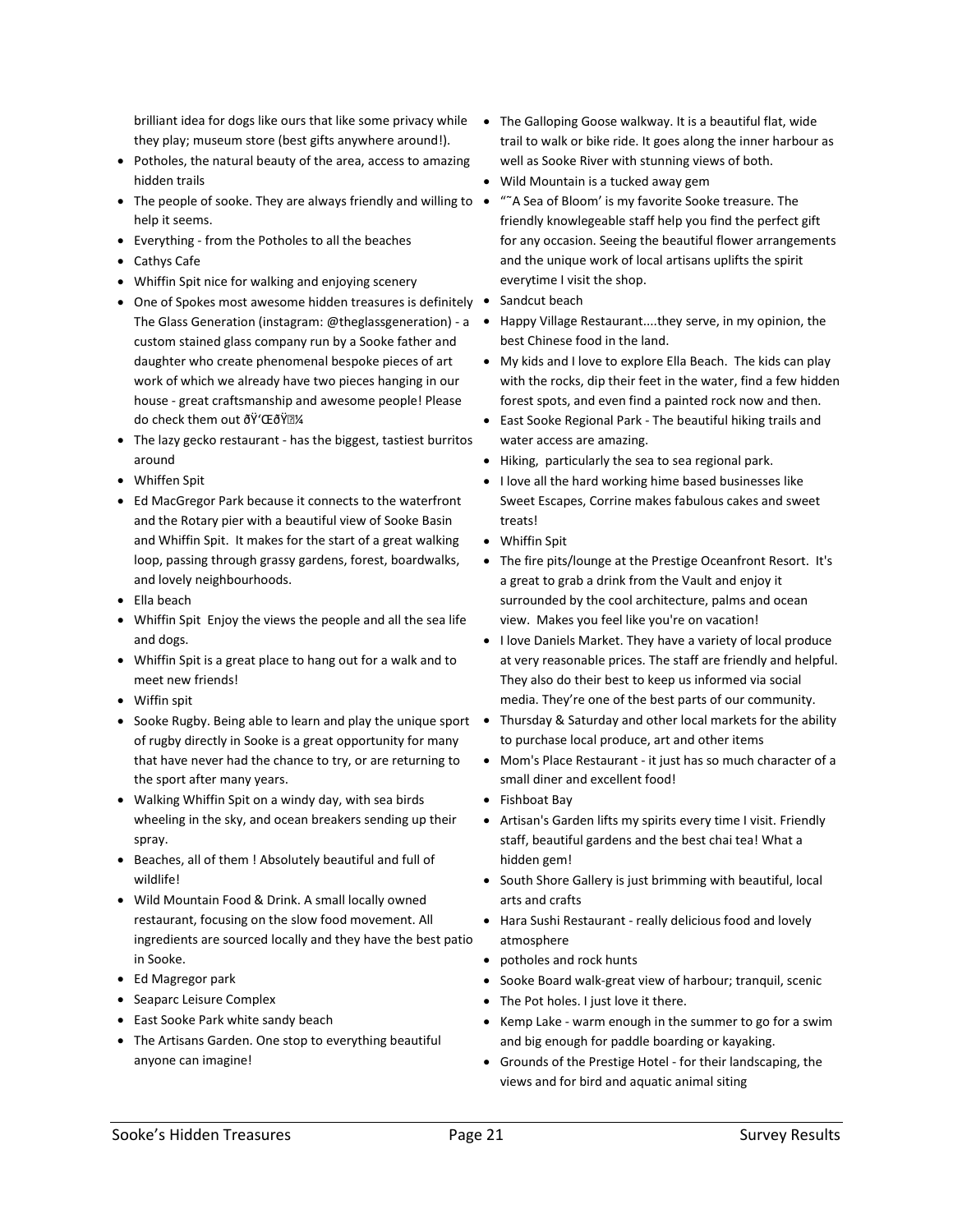brilliant idea for dogs like ours that like some privacy while they play; museum store (best gifts anywhere around!).

- Potholes, the natural beauty of the area, access to amazing hidden trails
- The people of sooke. They are always friendly and willing to help it seems.
- Everything - from the Potholes to all the beaches
- Cathys Cafe
- Whiffin Spit nice for walking and enjoying scenery
- One of Spokes most awesome hidden treasures is definitely The Glass Generation (instagram: @theglassgeneration) - a custom stained glass company run by a Sooke father and daughter who create phenomenal bespoke pieces of art work of which we already have two pieces hanging in our house - great craftsmanship and awesome people! Please do check them out ðŸ'ŒðŸ¼
- The lazy gecko restaurant - has the biggest, tastiest burritos around
- Whiffen Spit
- Ed MacGregor Park because it connects to the waterfront and the Rotary pier with a beautiful view of Sooke Basin and Whiffin Spit. It makes for the start of a great walking loop, passing through grassy gardens, forest, boardwalks, and lovely neighbourhoods.
- Ella beach
- Whiffin Spit Enjoy the views the people and all the sea life and dogs.
- Whiffin Spit is a great place to hang out for a walk and to meet new friends!
- Wiffin spit
- Sooke Rugby. Being able to learn and play the unique sport of rugby directly in Sooke is a great opportunity for many that have never had the chance to try, or are returning to the sport after many years.
- Walking Whiffin Spit on a windy day, with sea birds wheeling in the sky, and ocean breakers sending up their spray.
- Beaches, all of them ! Absolutely beautiful and full of wildlife!
- Wild Mountain Food & Drink. A small locally owned restaurant, focusing on the slow food movement. All ingredients are sourced locally and they have the best patio in Sooke.
- Ed Magregor park
- Seaparc Leisure Complex
- East Sooke Park white sandy beach
- The Artisans Garden. One stop to everything beautiful anyone can imagine!
- The Galloping Goose walkway. It is a beautiful flat, wide trail to walk or bike ride. It goes along the inner harbour as well as Sooke River with stunning views of both.
- Wild Mountain is a tucked away gem
- "˜A Sea of Bloom' is my favorite Sooke treasure. The friendly knowlegeable staff help you find the perfect gift for any occasion. Seeing the beautiful flower arrangements and the unique work of local artisans uplifts the spirit everytime I visit the shop.
- Sandcut beach
- Happy Village Restaurant....they serve, in my opinion, the best Chinese food in the land.
- My kids and I love to explore Ella Beach. The kids can play with the rocks, dip their feet in the water, find a few hidden forest spots, and even find a painted rock now and then.
- East Sooke Regional Park - The beautiful hiking trails and water access are amazing.
- Hiking, particularly the sea to sea regional park.
- I love all the hard working hime based businesses like Sweet Escapes, Corrine makes fabulous cakes and sweet treats!
- Whiffin Spit
- The fire pits/lounge at the Prestige Oceanfront Resort. It's a great to grab a drink from the Vault and enjoy it surrounded by the cool architecture, palms and ocean view. Makes you feel like you're on vacation!
- I love Daniels Market. They have a variety of local produce at very reasonable prices. The staff are friendly and helpful. They also do their best to keep us informed via social media. They're one of the best parts of our community.
- Thursday & Saturday and other local markets for the ability to purchase local produce, art and other items
- Mom's Place Restaurant - it just has so much character of a small diner and excellent food!
- Fishboat Bay
- Artisan's Garden lifts my spirits every time I visit. Friendly staff, beautiful gardens and the best chai tea! What a hidden gem!
- South Shore Gallery is just brimming with beautiful, local arts and crafts
- Hara Sushi Restaurant - really delicious food and lovely atmosphere
- potholes and rock hunts
- Sooke Board walk-great view of harbour; tranquil, scenic
- The Pot holes. I just love it there.
- Kemp Lake - warm enough in the summer to go for a swim and big enough for paddle boarding or kayaking.
- Grounds of the Prestige Hotel - for their landscaping, the views and for bird and aquatic animal siting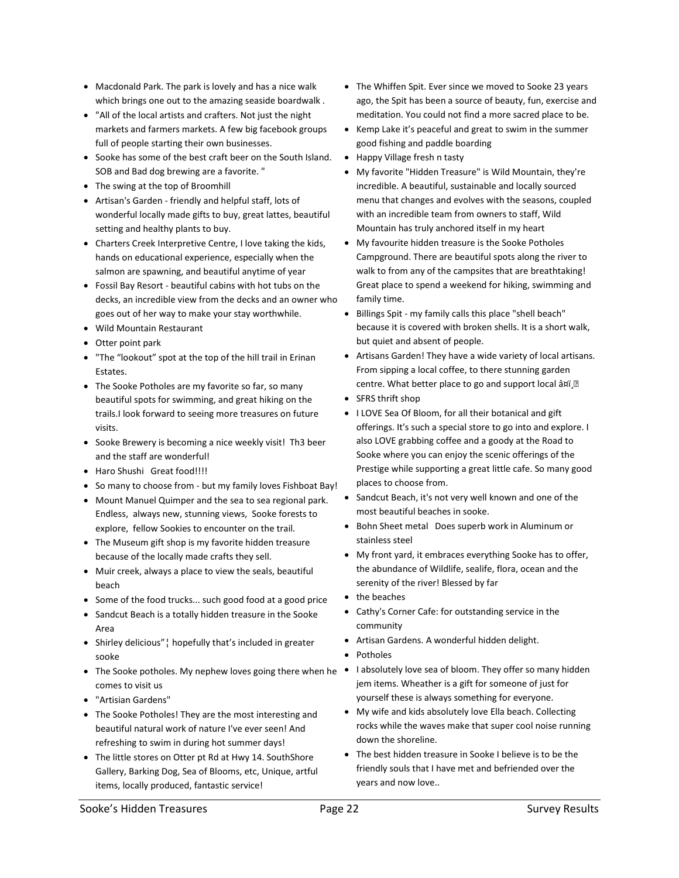- Macdonald Park. The park is lovely and has a nice walk which brings one out to the amazing seaside boardwalk .
- "All of the local artists and crafters. Not just the night markets and farmers markets. A few big facebook groups full of people starting their own businesses.
- Sooke has some of the best craft beer on the South Island. SOB and Bad dog brewing are a favorite. "
- The swing at the top of Broomhill
- Artisan's Garden - friendly and helpful staff, lots of wonderful locally made gifts to buy, great lattes, beautiful setting and healthy plants to buy.
- Charters Creek Interpretive Centre, I love taking the kids, hands on educational experience, especially when the salmon are spawning, and beautiful anytime of year
- Fossil Bay Resort - beautiful cabins with hot tubs on the decks, an incredible view from the decks and an owner who goes out of her way to make your stay worthwhile.
- Wild Mountain Restaurant
- Otter point park
- "The "lookout" spot at the top of the hill trail in Erinan Estates.
- The Sooke Potholes are my favorite so far, so many beautiful spots for swimming, and great hiking on the trails.I look forward to seeing more treasures on future visits.
- Sooke Brewery is becoming a nice weekly visit! Th3 beer and the staff are wonderful!
- Haro Shushi Great food!!!!
- So many to choose from - but my family loves Fishboat Bay!
- Mount Manuel Quimper and the sea to sea regional park. Endless, always new, stunning views, Sooke forests to explore, fellow Sookies to encounter on the trail.
- The Museum gift shop is my favorite hidden treasure because of the locally made crafts they sell.
- Muir creek, always a place to view the seals, beautiful beach
- Some of the food trucks... such good food at a good price
- Sandcut Beach is a totally hidden treasure in the Sooke Area
- Shirley delicious"¦ hopefully that's included in greater sooke
- The Sooke potholes. My nephew loves going there when he comes to visit us
- "Artisian Gardens"
- The Sooke Potholes! They are the most interesting and beautiful natural work of nature I've ever seen! And refreshing to swim in during hot summer days!
- The little stores on Otter pt Rd at Hwy 14. SouthShore Gallery, Barking Dog, Sea of Blooms, etc, Unique, artful items, locally produced, fantastic service!
- The Whiffen Spit. Ever since we moved to Sooke 23 years ago, the Spit has been a source of beauty, fun, exercise and meditation. You could not find a more sacred place to be.
- Kemp Lake it's peaceful and great to swim in the summer good fishing and paddle boarding
- Happy Village fresh n tasty
- My favorite "Hidden Treasure" is Wild Mountain, they're incredible. A beautiful, sustainable and locally sourced menu that changes and evolves with the seasons, coupled with an incredible team from owners to staff, Wild Mountain has truly anchored itself in my heart
- My favourite hidden treasure is the Sooke Potholes Campground. There are beautiful spots along the river to walk to from any of the campsites that are breathtaking! Great place to spend a weekend for hiking, swimming and family time.
- Billings Spit - my family calls this place "shell beach" because it is covered with broken shells. It is a short walk, but quiet and absent of people.
- Artisans Garden! They have a wide variety of local artisans. From sipping a local coffee, to there stunning garden centre. What better place to go and support local â¤ï¸
- SFRS thrift shop
- I LOVE Sea Of Bloom, for all their botanical and gift offerings. It's such a special store to go into and explore. I also LOVE grabbing coffee and a goody at the Road to Sooke where you can enjoy the scenic offerings of the Prestige while supporting a great little cafe. So many good places to choose from.
- Sandcut Beach, it's not very well known and one of the most beautiful beaches in sooke.
- Bohn Sheet metal Does superb work in Aluminum or stainless steel
- My front yard, it embraces everything Sooke has to offer, the abundance of Wildlife, sealife, flora, ocean and the serenity of the river! Blessed by far
- the beaches
- Cathy's Corner Cafe: for outstanding service in the community
- Artisan Gardens. A wonderful hidden delight.
- Potholes
- I absolutely love sea of bloom. They offer so many hidden jem items. Wheather is a gift for someone of just for yourself these is always something for everyone.
- My wife and kids absolutely love Ella beach. Collecting rocks while the waves make that super cool noise running down the shoreline.
- The best hidden treasure in Sooke I believe is to be the friendly souls that I have met and befriended over the years and now love..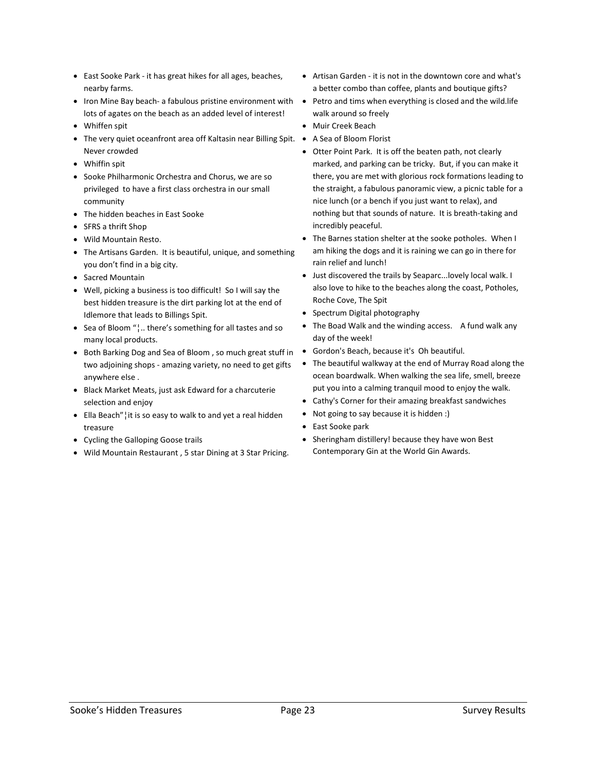- East Sooke Park - it has great hikes for all ages, beaches, nearby farms.
- Iron Mine Bay beach- a fabulous pristine environment with lots of agates on the beach as an added level of interest!
- Whiffen spit
- The very quiet oceanfront area off Kaltasin near Billing Spit. Never crowded
- Whiffin spit
- Sooke Philharmonic Orchestra and Chorus, we are so privileged to have a first class orchestra in our small community
- The hidden beaches in East Sooke
- SFRS a thrift Shop
- Wild Mountain Resto.
- The Artisans Garden. It is beautiful, unique, and something you don't find in a big city.
- Sacred Mountain
- Well, picking a business is too difficult! So I will say the best hidden treasure is the dirt parking lot at the end of Idlemore that leads to Billings Spit.
- Sea of Bloom "¦.. there's something for all tastes and so many local products.
- Both Barking Dog and Sea of Bloom , so much great stuff in two adjoining shops - amazing variety, no need to get gifts anywhere else .
- Black Market Meats, just ask Edward for a charcuterie selection and enjoy
- Ella Beach"¦it is so easy to walk to and yet a real hidden treasure
- Cycling the Galloping Goose trails
- Wild Mountain Restaurant , 5 star Dining at 3 Star Pricing.
- Artisan Garden - it is not in the downtown core and what's a better combo than coffee, plants and boutique gifts?
- Petro and tims when everything is closed and the wild.life walk around so freely
- Muir Creek Beach
- A Sea of Bloom Florist
- Otter Point Park. It is off the beaten path, not clearly marked, and parking can be tricky. But, if you can make it there, you are met with glorious rock formations leading to the straight, a fabulous panoramic view, a picnic table for a nice lunch (or a bench if you just want to relax), and nothing but that sounds of nature. It is breath-taking and incredibly peaceful.
- The Barnes station shelter at the sooke potholes. When I am hiking the dogs and it is raining we can go in there for rain relief and lunch!
- Just discovered the trails by Seaparc...lovely local walk. I also love to hike to the beaches along the coast, Potholes, Roche Cove, The Spit
- Spectrum Digital photography
- The Boad Walk and the winding access. A fund walk any day of the week!
- Gordon's Beach, because it's Oh beautiful.
- The beautiful walkway at the end of Murray Road along the ocean boardwalk. When walking the sea life, smell, breeze put you into a calming tranquil mood to enjoy the walk.
- Cathy's Corner for their amazing breakfast sandwiches
- Not going to say because it is hidden :)
- East Sooke park
- Sheringham distillery! because they have won Best Contemporary Gin at the World Gin Awards.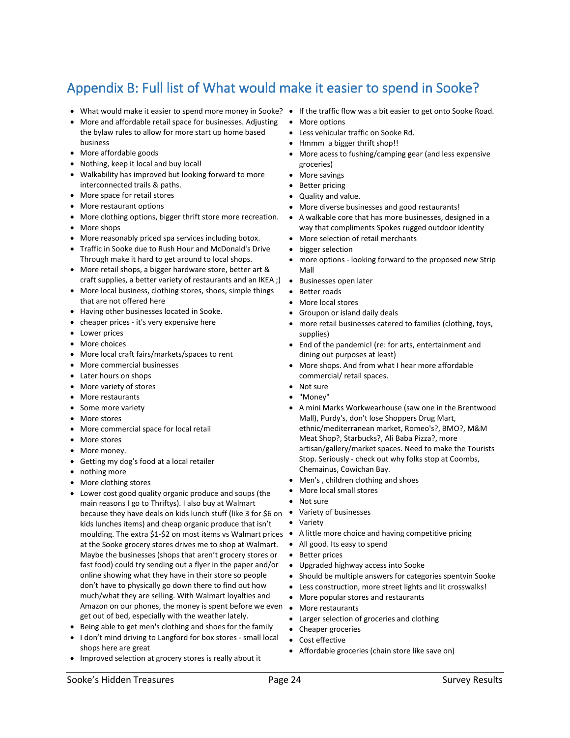## Appendix B: Full list of What would make it easier to spend in Sooke?

- What would make it easier to spend more money in Sooke?
- More and affordable retail space for businesses. Adjusting the bylaw rules to allow for more start up home based business
- More affordable goods
- Nothing, keep it local and buy local!
- Walkability has improved but looking forward to more interconnected trails & paths.
- More space for retail stores
- More restaurant options
- More clothing options, bigger thrift store more recreation.
- More shops
- More reasonably priced spa services including botox.
- Traffic in Sooke due to Rush Hour and McDonald's Drive Through make it hard to get around to local shops.
- More retail shops, a bigger hardware store, better art & craft supplies, a better variety of restaurants and an IKEA ;)
- More local business, clothing stores, shoes, simple things that are not offered here
- Having other businesses located in Sooke.
- cheaper prices - it's very expensive here
- Lower prices
- More choices
- More local craft fairs/markets/spaces to rent
- More commercial businesses
- Later hours on shops
- More variety of stores
- More restaurants
- Some more variety
- More stores
- More commercial space for local retail
- More stores
- More money.
- Getting my dog's food at a local retailer
- nothing more
- More clothing stores
- Lower cost good quality organic produce and soups (the main reasons I go to Thriftys). I also buy at Walmart because they have deals on kids lunch stuff (like 3 for $6 on kids lunches items) and cheap organic produce that isn't moulding. The extra $1-$2 on most items vs Walmart prices at the Sooke grocery stores drives me to shop at Walmart. Maybe the businesses (shops that aren't grocery stores or fast food) could try sending out a flyer in the paper and/or online showing what they have in their store so people don't have to physically go down there to find out how much/what they are selling. With Walmart loyalties and Amazon on our phones, the money is spent before we even get out of bed, especially with the weather lately.
- Being able to get men's clothing and shoes for the family
- I don't mind driving to Langford for box stores - small local shops here are great
- Improved selection at grocery stores is really about it
- If the traffic flow was a bit easier to get onto Sooke Road.
- More options
- Less vehicular traffic on Sooke Rd.
- Hmmm a bigger thrift shop!!
- More acess to fushing/camping gear (and less expensive groceries)
- More savings
- Better pricing
- Quality and value.
- More diverse businesses and good restaurants!
- A walkable core that has more businesses, designed in a way that compliments Spokes rugged outdoor identity
- More selection of retail merchants
- bigger selection
- more options - looking forward to the proposed new Strip Mall
- Businesses open later
- Better roads
- More local stores
- Groupon or island daily deals
- more retail businesses catered to families (clothing, toys, supplies)
- End of the pandemic! (re: for arts, entertainment and dining out purposes at least)
- More shops. And from what I hear more affordable commercial/ retail spaces.
- Not sure
- "Money"
- A mini Marks Workwearhouse (saw one in the Brentwood Mall), Purdy's, don't lose Shoppers Drug Mart, ethnic/mediterranean market, Romeo's?, BMO?, M&M Meat Shop?, Starbucks?, Ali Baba Pizza?, more artisan/gallery/market spaces. Need to make the Tourists Stop. Seriously - check out why folks stop at Coombs, Chemainus, Cowichan Bay.
- Men's , children clothing and shoes
- More local small stores
- Not sure
- Variety of businesses
- Variety
- A little more choice and having competitive pricing
- All good. Its easy to spend
- Better prices
- Upgraded highway access into Sooke
- Should be multiple answers for categories spentvin Sooke
- Less construction, more street lights and lit crosswalks!
- More popular stores and restaurants
- More restaurants
- Larger selection of groceries and clothing
- Cheaper groceries
- Cost effective
- Affordable groceries (chain store like save on)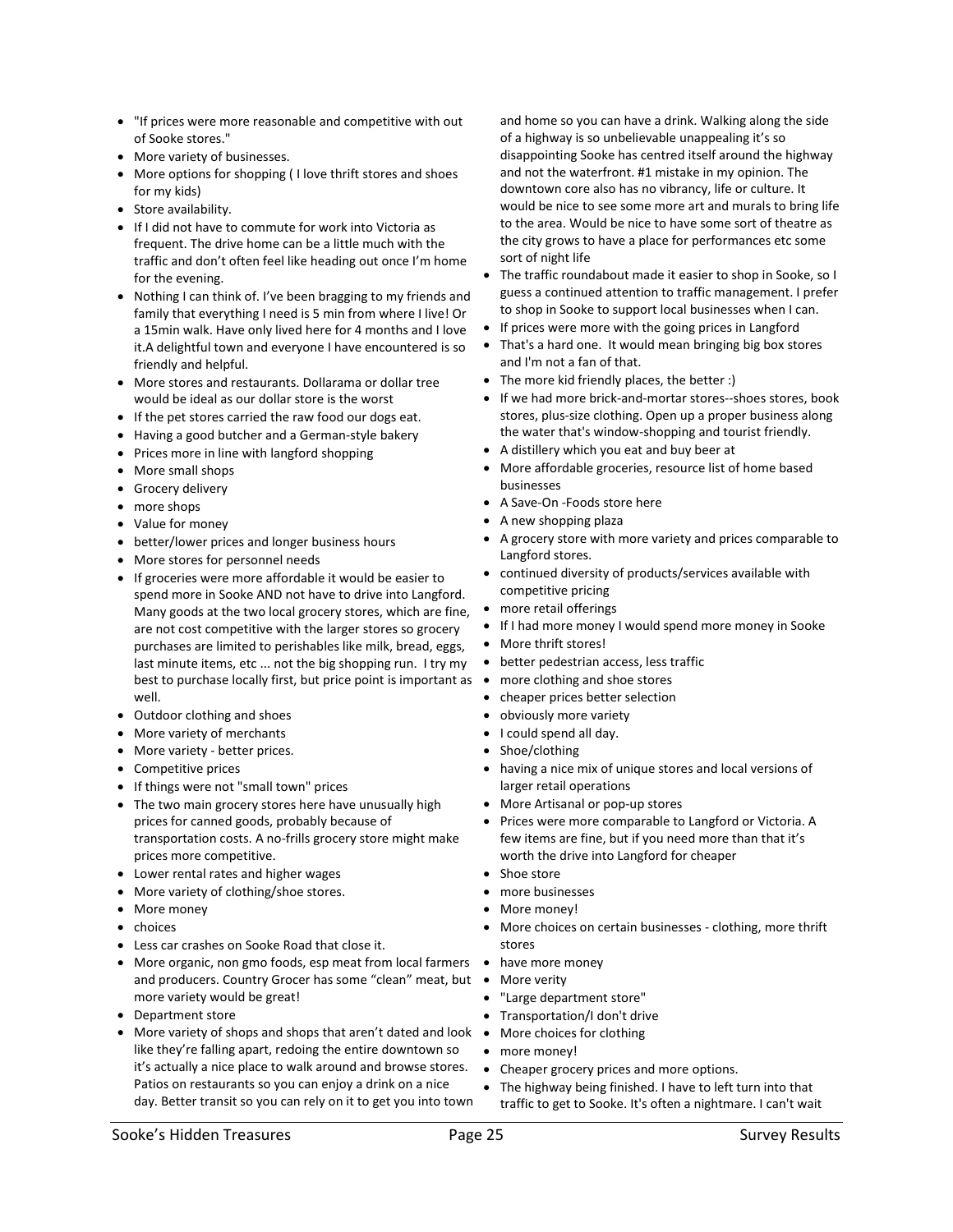- "If prices were more reasonable and competitive with out of Sooke stores."
- More variety of businesses.
- More options for shopping ( I love thrift stores and shoes for my kids)
- Store availability.
- If I did not have to commute for work into Victoria as frequent. The drive home can be a little much with the traffic and don't often feel like heading out once I'm home for the evening.
- Nothing I can think of. I've been bragging to my friends and family that everything I need is 5 min from where I live! Or a 15min walk. Have only lived here for 4 months and I love it.A delightful town and everyone I have encountered is so friendly and helpful.
- More stores and restaurants. Dollarama or dollar tree would be ideal as our dollar store is the worst
- If the pet stores carried the raw food our dogs eat.
- Having a good butcher and a German-style bakery
- Prices more in line with langford shopping
- More small shops
- Grocery delivery
- more shops
- Value for money
- better/lower prices and longer business hours
- More stores for personnel needs
- If groceries were more affordable it would be easier to spend more in Sooke AND not have to drive into Langford. Many goods at the two local grocery stores, which are fine, are not cost competitive with the larger stores so grocery purchases are limited to perishables like milk, bread, eggs, last minute items, etc ... not the big shopping run. I try my best to purchase locally first, but price point is important as well.
- Outdoor clothing and shoes
- More variety of merchants
- More variety - better prices.
- Competitive prices
- If things were not "small town" prices
- The two main grocery stores here have unusually high prices for canned goods, probably because of transportation costs. A no-frills grocery store might make prices more competitive.
- Lower rental rates and higher wages
- More variety of clothing/shoe stores.
- More money
- choices
- Less car crashes on Sooke Road that close it.
- More organic, non gmo foods, esp meat from local farmers and producers. Country Grocer has some "clean" meat, but more variety would be great!
- Department store
- More variety of shops and shops that aren't dated and look like they're falling apart, redoing the entire downtown so it's actually a nice place to walk around and browse stores. Patios on restaurants so you can enjoy a drink on a nice day. Better transit so you can rely on it to get you into town and home so you can have a drink. Walking along the side of a highway is so unbelievable unappealing it's so disappointing Sooke has centred itself around the highway and not the waterfront. #1 mistake in my opinion. The downtown core also has no vibrancy, life or culture. It would be nice to see some more art and murals to bring life to the area. Would be nice to have some sort of theatre as the city grows to have a place for performances etc some sort of night life
- The traffic roundabout made it easier to shop in Sooke, so I guess a continued attention to traffic management. I prefer to shop in Sooke to support local businesses when I can.
- If prices were more with the going prices in Langford
- That's a hard one. It would mean bringing big box stores and I'm not a fan of that.
- The more kid friendly places, the better :)
- If we had more brick-and-mortar stores--shoes stores, book stores, plus-size clothing. Open up a proper business along the water that's window-shopping and tourist friendly.
- A distillery which you eat and buy beer at
- More affordable groceries, resource list of home based businesses
- A Save-On -Foods store here
- A new shopping plaza
- A grocery store with more variety and prices comparable to Langford stores.
- continued diversity of products/services available with competitive pricing
- more retail offerings
- If I had more money I would spend more money in Sooke
- More thrift stores!
- better pedestrian access, less traffic
- more clothing and shoe stores
- cheaper prices better selection
- obviously more variety
- I could spend all day.
- Shoe/clothing
- having a nice mix of unique stores and local versions of larger retail operations
- More Artisanal or pop-up stores
- Prices were more comparable to Langford or Victoria. A few items are fine, but if you need more than that it's worth the drive into Langford for cheaper
- Shoe store
- more businesses
- More money!
- More choices on certain businesses - clothing, more thrift stores
- have more money
- More verity
- "Large department store"
- Transportation/I don't drive
- More choices for clothing
- more money!
- Cheaper grocery prices and more options.
- The highway being finished. I have to left turn into that traffic to get to Sooke. It's often a nightmare. I can't wait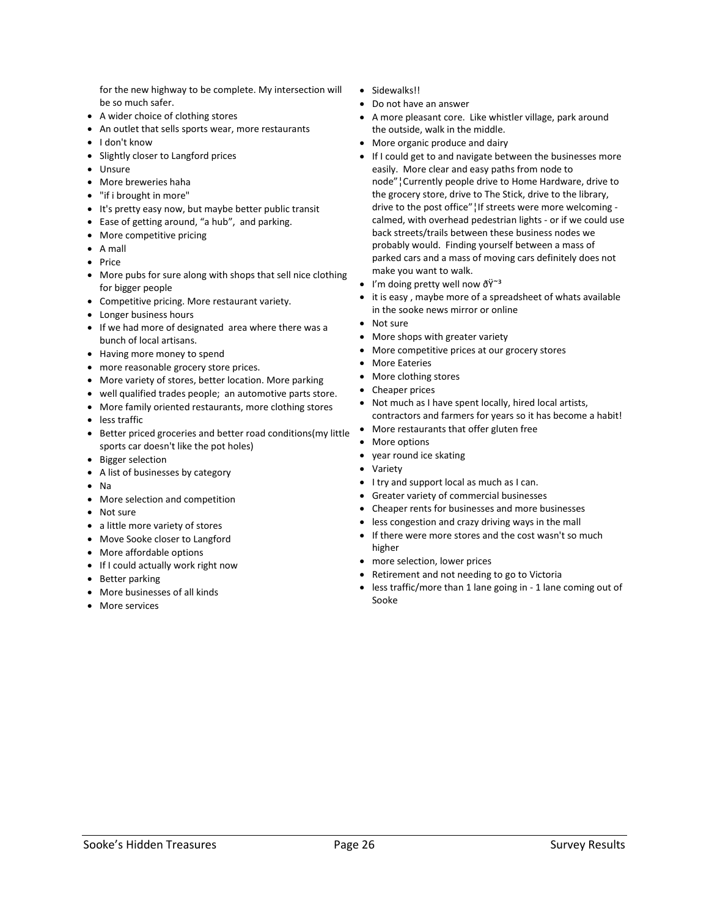for the new highway to be complete. My intersection will be so much safer.

- A wider choice of clothing stores
- An outlet that sells sports wear, more restaurants
- I don't know
- Slightly closer to Langford prices
- Unsure
- More breweries haha
- "if i brought in more"
- It's pretty easy now, but maybe better public transit
- Ease of getting around, “a hub”, and parking.
- More competitive pricing
- A mall
- Price
- More pubs for sure along with shops that sell nice clothing for bigger people
- Competitive pricing. More restaurant variety.
- Longer business hours
- If we had more of designated area where there was a bunch of local artisans.
- Having more money to spend
- more reasonable grocery store prices.
- More variety of stores, better location. More parking
- well qualified trades people; an automotive parts store.
- More family oriented restaurants, more clothing stores
- less traffic
- Better priced groceries and better road conditions(my little sports car doesn't like the pot holes)
- Bigger selection
- A list of businesses by category
- Na
- More selection and competition
- Not sure
- a little more variety of stores
- Move Sooke closer to Langford
- More affordable options
- If I could actually work right now
- Better parking
- More businesses of all kinds
- More services
- Sidewalks!!
- Do not have an answer
- A more pleasant core. Like whistler village, park around the outside, walk in the middle.
- More organic produce and dairy
- If I could get to and navigate between the businesses more easily. More clear and easy paths from node to node”¦Currently people drive to Home Hardware, drive to the grocery store, drive to The Stick, drive to the library, drive to the post office”¦If streets were more welcoming - calmed, with overhead pedestrian lights - or if we could use back streets/trails between these business nodes we probably would. Finding yourself between a mass of parked cars and a mass of moving cars definitely does not make you want to walk.
- I’m doing pretty well now ðŸ˜³
- it is easy , maybe more of a spreadsheet of whats available in the sooke news mirror or online
- Not sure
- More shops with greater variety
- More competitive prices at our grocery stores
- More Eateries
- More clothing stores
- Cheaper prices
- Not much as I have spent locally, hired local artists, contractors and farmers for years so it has become a habit!
- More restaurants that offer gluten free
- More options
- year round ice skating
- Variety
- I try and support local as much as I can.
- Greater variety of commercial businesses
- Cheaper rents for businesses and more businesses
- less congestion and crazy driving ways in the mall
- If there were more stores and the cost wasn't so much higher
- more selection, lower prices
- Retirement and not needing to go to Victoria
- less traffic/more than 1 lane going in - 1 lane coming out of Sooke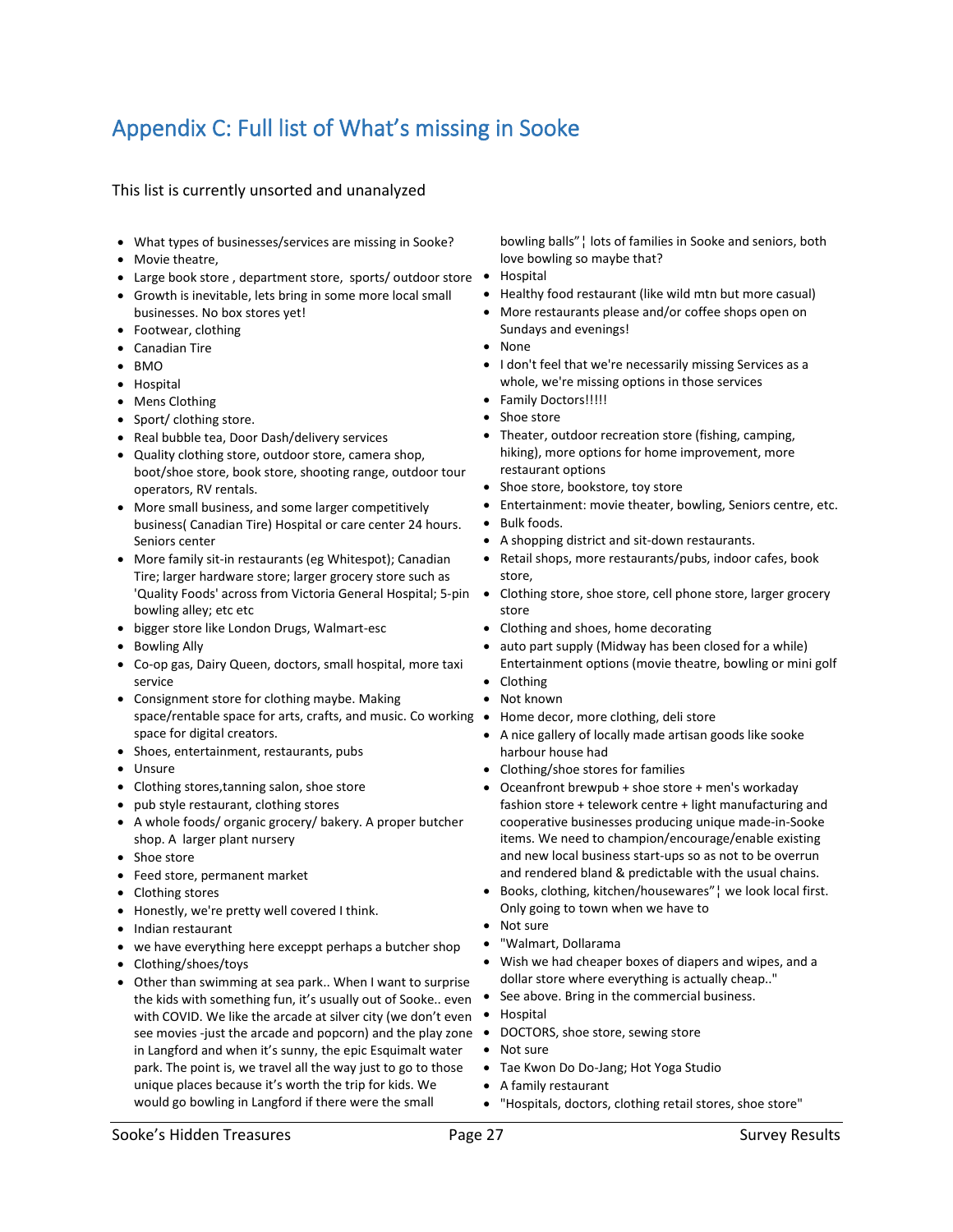# Appendix C: Full list of What's missing in Sooke

This list is currently unsorted and unanalyzed

- What types of businesses/services are missing in Sooke?
- Movie theatre,
- Large book store , department store, sports/ outdoor store
- Growth is inevitable, lets bring in some more local small businesses. No box stores yet!
- Footwear, clothing
- Canadian Tire
- BMO
- Hospital
- Mens Clothing
- Sport/ clothing store.
- Real bubble tea, Door Dash/delivery services
- Quality clothing store, outdoor store, camera shop, boot/shoe store, book store, shooting range, outdoor tour operators, RV rentals.
- More small business, and some larger competitively business( Canadian Tire) Hospital or care center 24 hours. Seniors center
- More family sit-in restaurants (eg Whitespot); Canadian Tire; larger hardware store; larger grocery store such as 'Quality Foods' across from Victoria General Hospital; 5-pin bowling alley; etc etc
- bigger store like London Drugs, Walmart-esc
- Bowling Ally
- Co-op gas, Dairy Queen, doctors, small hospital, more taxi service
- Consignment store for clothing maybe. Making space/rentable space for arts, crafts, and music. Co working space for digital creators.
- Shoes, entertainment, restaurants, pubs
- Unsure
- Clothing stores,tanning salon, shoe store
- pub style restaurant, clothing stores
- A whole foods/ organic grocery/ bakery. A proper butcher shop. A larger plant nursery
- Shoe store
- Feed store, permanent market
- Clothing stores
- Honestly, we're pretty well covered I think.
- Indian restaurant
- we have everything here exceppt perhaps a butcher shop
- Clothing/shoes/toys
- Other than swimming at sea park.. When I want to surprise the kids with something fun, it's usually out of Sooke.. even with COVID. We like the arcade at silver city (we don't even see movies -just the arcade and popcorn) and the play zone in Langford and when it's sunny, the epic Esquimalt water park. The point is, we travel all the way just to go to those unique places because it's worth the trip for kids. We would go bowling in Langford if there were the small bowling balls"¦ lots of families in Sooke and seniors, both love bowling so maybe that?
- Hospital
- Healthy food restaurant (like wild mtn but more casual)
- More restaurants please and/or coffee shops open on Sundays and evenings!
- None
- I don't feel that we're necessarily missing Services as a whole, we're missing options in those services
- Family Doctors!!!!!
- Shoe store
- Theater, outdoor recreation store (fishing, camping, hiking), more options for home improvement, more restaurant options
- Shoe store, bookstore, toy store
- Entertainment: movie theater, bowling, Seniors centre, etc.
- Bulk foods.
- A shopping district and sit-down restaurants.
- Retail shops, more restaurants/pubs, indoor cafes, book store,
- Clothing store, shoe store, cell phone store, larger grocery store
- Clothing and shoes, home decorating
- auto part supply (Midway has been closed for a while) Entertainment options (movie theatre, bowling or mini golf
- Clothing
- Not known
- Home decor, more clothing, deli store
- A nice gallery of locally made artisan goods like sooke harbour house had
- Clothing/shoe stores for families
- Oceanfront brewpub + shoe store + men's workaday fashion store + telework centre + light manufacturing and cooperative businesses producing unique made-in-Sooke items. We need to champion/encourage/enable existing and new local business start-ups so as not to be overrun and rendered bland & predictable with the usual chains.
- Books, clothing, kitchen/housewares"¦ we look local first. Only going to town when we have to
- Not sure
- "Walmart, Dollarama
- Wish we had cheaper boxes of diapers and wipes, and a dollar store where everything is actually cheap.."
- See above. Bring in the commercial business.
- Hospital
- DOCTORS, shoe store, sewing store
- Not sure
- Tae Kwon Do Do-Jang; Hot Yoga Studio
- A family restaurant
- "Hospitals, doctors, clothing retail stores, shoe store"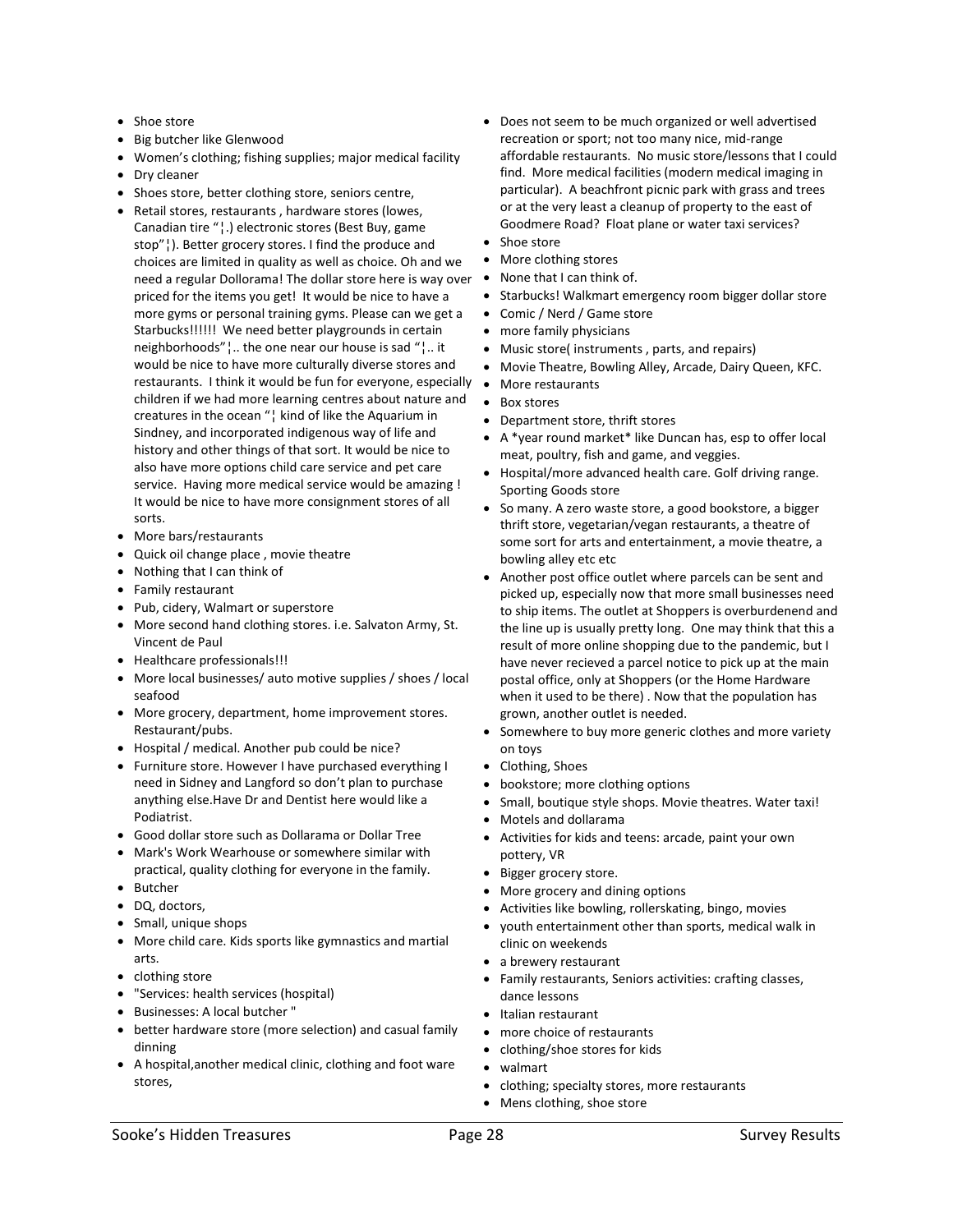- Shoe store
- Big butcher like Glenwood
- Women's clothing; fishing supplies; major medical facility
- Dry cleaner
- Shoes store, better clothing store, seniors centre,
- Retail stores, restaurants , hardware stores (lowes, Canadian tire "¦.) electronic stores (Best Buy, game stop"¦). Better grocery stores. I find the produce and choices are limited in quality as well as choice. Oh and we need a regular Dollorama! The dollar store here is way over priced for the items you get! It would be nice to have a more gyms or personal training gyms. Please can we get a Starbucks!!!!!! We need better playgrounds in certain neighborhoods"¦.. the one near our house is sad "¦.. it would be nice to have more culturally diverse stores and restaurants. I think it would be fun for everyone, especially children if we had more learning centres about nature and creatures in the ocean "¦ kind of like the Aquarium in Sindney, and incorporated indigenous way of life and history and other things of that sort. It would be nice to also have more options child care service and pet care service. Having more medical service would be amazing ! It would be nice to have more consignment stores of all sorts.
- More bars/restaurants
- Quick oil change place , movie theatre
- Nothing that I can think of
- Family restaurant
- Pub, cidery, Walmart or superstore
- More second hand clothing stores. i.e. Salvaton Army, St. Vincent de Paul
- Healthcare professionals!!!
- More local businesses/ auto motive supplies / shoes / local seafood
- More grocery, department, home improvement stores. Restaurant/pubs.
- Hospital / medical. Another pub could be nice?
- Furniture store. However I have purchased everything I need in Sidney and Langford so don't plan to purchase anything else.Have Dr and Dentist here would like a Podiatrist.
- Good dollar store such as Dollarama or Dollar Tree
- Mark's Work Wearhouse or somewhere similar with practical, quality clothing for everyone in the family.
- Butcher
- DQ, doctors,
- Small, unique shops
- More child care. Kids sports like gymnastics and martial arts.
- clothing store
- "Services: health services (hospital)
- Businesses: A local butcher "
- better hardware store (more selection) and casual family dinning
- A hospital,another medical clinic, clothing and foot ware stores,
- Does not seem to be much organized or well advertised recreation or sport; not too many nice, mid-range affordable restaurants. No music store/lessons that I could find. More medical facilities (modern medical imaging in particular). A beachfront picnic park with grass and trees or at the very least a cleanup of property to the east of Goodmere Road? Float plane or water taxi services?
- Shoe store
- More clothing stores
- None that I can think of.
- Starbucks! Walkmart emergency room bigger dollar store
- Comic / Nerd / Game store
- more family physicians
- Music store( instruments , parts, and repairs)
- Movie Theatre, Bowling Alley, Arcade, Dairy Queen, KFC.
- More restaurants
- Box stores
- Department store, thrift stores
- A *year round market* like Duncan has, esp to offer local meat, poultry, fish and game, and veggies.
- Hospital/more advanced health care. Golf driving range. Sporting Goods store
- So many. A zero waste store, a good bookstore, a bigger thrift store, vegetarian/vegan restaurants, a theatre of some sort for arts and entertainment, a movie theatre, a bowling alley etc etc
- Another post office outlet where parcels can be sent and picked up, especially now that more small businesses need to ship items. The outlet at Shoppers is overburdenend and the line up is usually pretty long. One may think that this a result of more online shopping due to the pandemic, but I have never recieved a parcel notice to pick up at the main postal office, only at Shoppers (or the Home Hardware when it used to be there) . Now that the population has grown, another outlet is needed.
- Somewhere to buy more generic clothes and more variety on toys
- Clothing, Shoes
- bookstore; more clothing options
- Small, boutique style shops. Movie theatres. Water taxi!
- Motels and dollarama
- Activities for kids and teens: arcade, paint your own pottery, VR
- Bigger grocery store.
- More grocery and dining options
- Activities like bowling, rollerskating, bingo, movies
- youth entertainment other than sports, medical walk in clinic on weekends
- a brewery restaurant
- Family restaurants, Seniors activities: crafting classes, dance lessons
- Italian restaurant
- more choice of restaurants
- clothing/shoe stores for kids
- walmart
- clothing; specialty stores, more restaurants
- Mens clothing, shoe store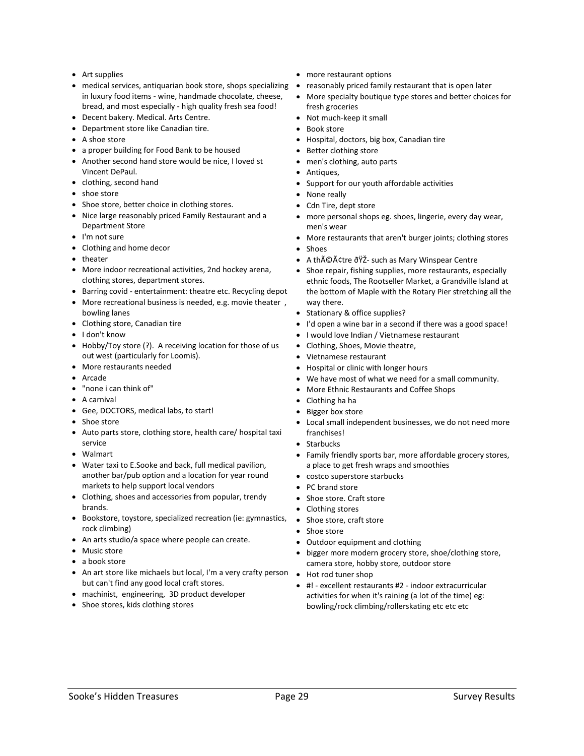- Art supplies
- medical services, antiquarian book store, shops specializing in luxury food items - wine, handmade chocolate, cheese, bread, and most especially - high quality fresh sea food!
- Decent bakery. Medical. Arts Centre.
- Department store like Canadian tire.
- A shoe store
- a proper building for Food Bank to be housed
- Another second hand store would be nice, I loved st Vincent DePaul.
- clothing, second hand
- shoe store
- Shoe store, better choice in clothing stores.
- Nice large reasonably priced Family Restaurant and a Department Store
- I'm not sure
- Clothing and home decor
- theater
- More indoor recreational activities, 2nd hockey arena, clothing stores, department stores.
- Barring covid - entertainment: theatre etc. Recycling depot
- More recreational business is needed, e.g. movie theater , bowling lanes
- Clothing store, Canadian tire
- I don't know
- Hobby/Toy store (?). A receiving location for those of us out west (particularly for Loomis).
- More restaurants needed
- Arcade
- "none i can think of"
- A carnival
- Gee, DOCTORS, medical labs, to start!
- Shoe store
- Auto parts store, clothing store, health care/ hospital taxi service
- Walmart
- Water taxi to E.Sooke and back, full medical pavilion, another bar/pub option and a location for year round markets to help support local vendors
- Clothing, shoes and accessories from popular, trendy brands.
- Bookstore, toystore, specialized recreation (ie: gymnastics, rock climbing)
- An arts studio/a space where people can create.
- Music store
- a book store
- An art store like michaels but local, I'm a very crafty person but can't find any good local craft stores.
- machinist, engineering, 3D product developer
- Shoe stores, kids clothing stores
- more restaurant options
- reasonably priced family restaurant that is open later
- More specialty boutique type stores and better choices for fresh groceries
- Not much-keep it small
- Book store
- Hospital, doctors, big box, Canadian tire
- Better clothing store
- men's clothing, auto parts
- Antiques,
- Support for our youth affordable activities
- None really
- Cdn Tire, dept store
- more personal shops eg. shoes, lingerie, every day wear, men's wear
- More restaurants that aren't burger joints; clothing stores
- Shoes
- A thÃ©Ã¢tre ðŸŽ- such as Mary Winspear Centre
- Shoe repair, fishing supplies, more restaurants, especially ethnic foods, The Rootseller Market, a Grandville Island at the bottom of Maple with the Rotary Pier stretching all the way there.
- Stationary & office supplies?
- I'd open a wine bar in a second if there was a good space!
- I would love Indian / Vietnamese restaurant
- Clothing, Shoes, Movie theatre,
- Vietnamese restaurant
- Hospital or clinic with longer hours
- We have most of what we need for a small community.
- More Ethnic Restaurants and Coffee Shops
- Clothing ha ha
- Bigger box store
- Local small independent businesses, we do not need more franchises!
- Starbucks
- Family friendly sports bar, more affordable grocery stores, a place to get fresh wraps and smoothies
- costco superstore starbucks
- PC brand store
- Shoe store. Craft store
- Clothing stores
- Shoe store, craft store
- Shoe store
- Outdoor equipment and clothing
- bigger more modern grocery store, shoe/clothing store, camera store, hobby store, outdoor store
- Hot rod tuner shop
- #! - excellent restaurants #2 - indoor extracurricular activities for when it's raining (a lot of the time) eg: bowling/rock climbing/rollerskating etc etc etc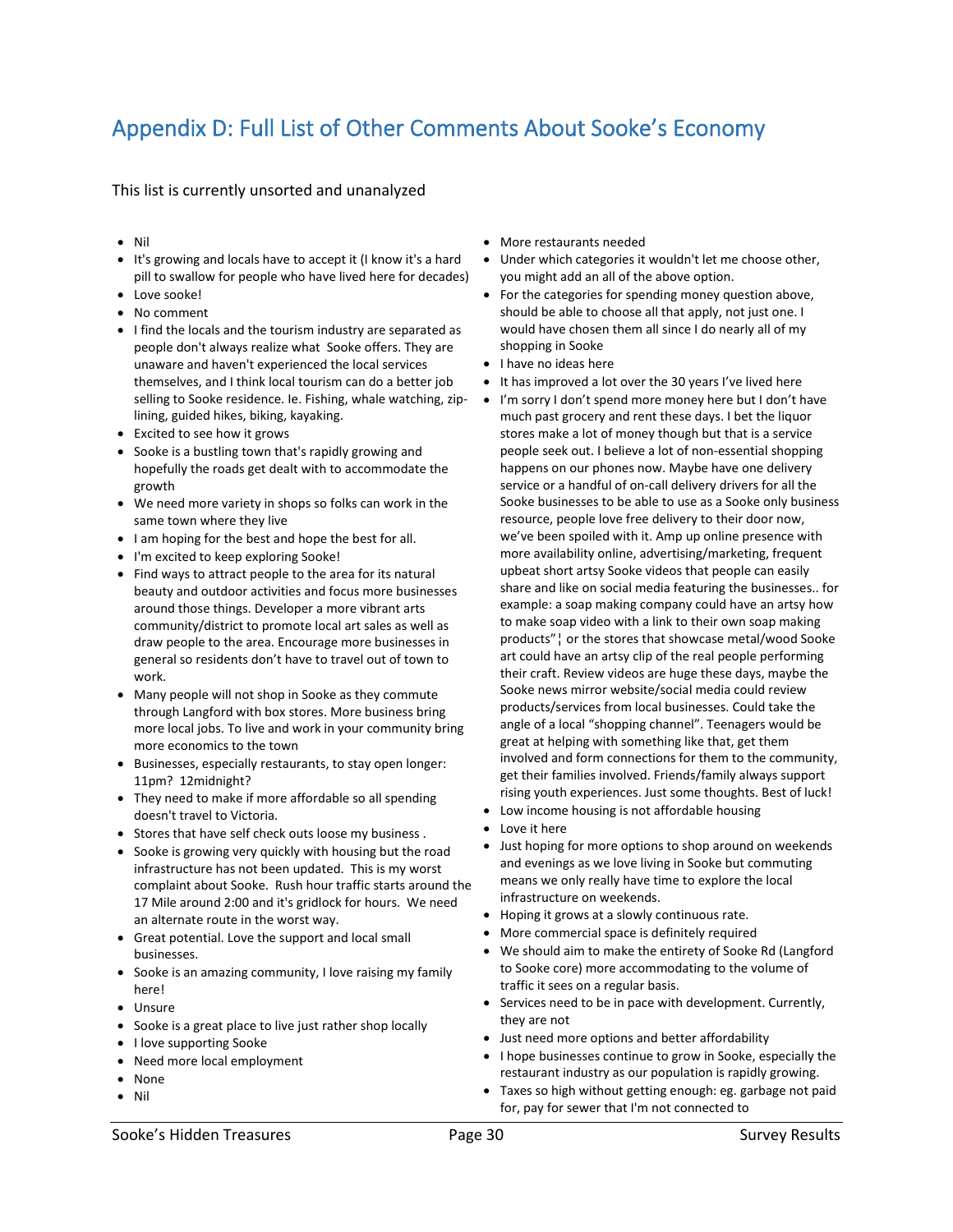# Appendix D: Full List of Other Comments About Sooke's Economy

This list is currently unsorted and unanalyzed

- Nil
- It's growing and locals have to accept it (I know it's a hard pill to swallow for people who have lived here for decades)
- Love sooke!
- No comment
- I find the locals and the tourism industry are separated as people don't always realize what Sooke offers. They are unaware and haven't experienced the local services themselves, and I think local tourism can do a better job selling to Sooke residence. Ie. Fishing, whale watching, zip-lining, guided hikes, biking, kayaking.
- Excited to see how it grows
- Sooke is a bustling town that's rapidly growing and hopefully the roads get dealt with to accommodate the growth
- We need more variety in shops so folks can work in the same town where they live
- I am hoping for the best and hope the best for all.
- I'm excited to keep exploring Sooke!
- Find ways to attract people to the area for its natural beauty and outdoor activities and focus more businesses around those things. Developer a more vibrant arts community/district to promote local art sales as well as draw people to the area. Encourage more businesses in general so residents don't have to travel out of town to work.
- Many people will not shop in Sooke as they commute through Langford with box stores. More business bring more local jobs. To live and work in your community bring more economics to the town
- Businesses, especially restaurants, to stay open longer: 11pm? 12midnight?
- They need to make if more affordable so all spending doesn't travel to Victoria.
- Stores that have self check outs loose my business .
- Sooke is growing very quickly with housing but the road infrastructure has not been updated. This is my worst complaint about Sooke. Rush hour traffic starts around the 17 Mile around 2:00 and it's gridlock for hours. We need an alternate route in the worst way.
- Great potential. Love the support and local small businesses.
- Sooke is an amazing community, I love raising my family here!
- Unsure
- Sooke is a great place to live just rather shop locally
- I love supporting Sooke
- Need more local employment
- None
- Nil
- More restaurants needed
- Under which categories it wouldn't let me choose other, you might add an all of the above option.
- For the categories for spending money question above, should be able to choose all that apply, not just one. I would have chosen them all since I do nearly all of my shopping in Sooke
- I have no ideas here
- It has improved a lot over the 30 years I've lived here
- I'm sorry I don't spend more money here but I don't have much past grocery and rent these days. I bet the liquor stores make a lot of money though but that is a service people seek out. I believe a lot of non-essential shopping happens on our phones now. Maybe have one delivery service or a handful of on-call delivery drivers for all the Sooke businesses to be able to use as a Sooke only business resource, people love free delivery to their door now, we've been spoiled with it. Amp up online presence with more availability online, advertising/marketing, frequent upbeat short artsy Sooke videos that people can easily share and like on social media featuring the businesses.. for example: a soap making company could have an artsy how to make soap video with a link to their own soap making products"¦ or the stores that showcase metal/wood Sooke art could have an artsy clip of the real people performing their craft. Review videos are huge these days, maybe the Sooke news mirror website/social media could review products/services from local businesses. Could take the angle of a local "shopping channel". Teenagers would be great at helping with something like that, get them involved and form connections for them to the community, get their families involved. Friends/family always support rising youth experiences. Just some thoughts. Best of luck!
- Low income housing is not affordable housing
- Love it here
- Just hoping for more options to shop around on weekends and evenings as we love living in Sooke but commuting means we only really have time to explore the local infrastructure on weekends.
- Hoping it grows at a slowly continuous rate.
- More commercial space is definitely required
- We should aim to make the entirety of Sooke Rd (Langford to Sooke core) more accommodating to the volume of traffic it sees on a regular basis.
- Services need to be in pace with development. Currently, they are not
- Just need more options and better affordability
- I hope businesses continue to grow in Sooke, especially the restaurant industry as our population is rapidly growing.
- Taxes so high without getting enough: eg. garbage not paid for, pay for sewer that I'm not connected to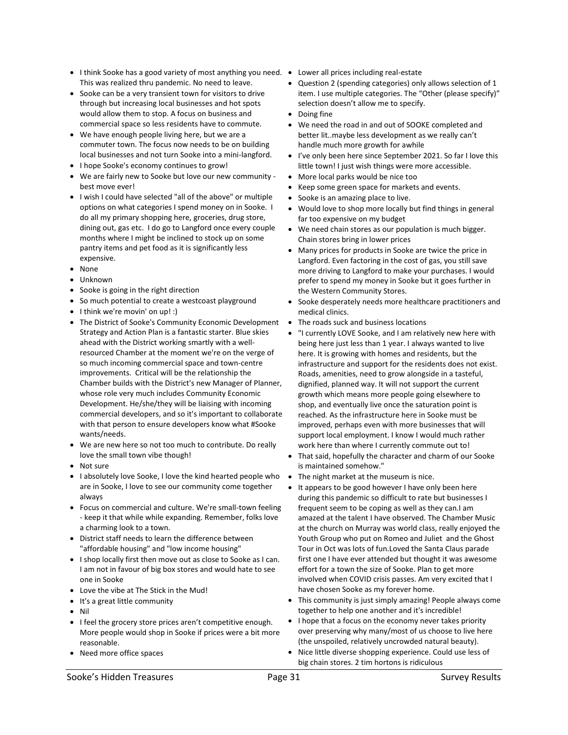- I think Sooke has a good variety of most anything you need. This was realized thru pandemic. No need to leave.
- Sooke can be a very transient town for visitors to drive through but increasing local businesses and hot spots would allow them to stop. A focus on business and commercial space so less residents have to commute.
- We have enough people living here, but we are a commuter town. The focus now needs to be on building local businesses and not turn Sooke into a mini-langford.
- I hope Sooke's economy continues to grow!
- We are fairly new to Sooke but love our new community - best move ever!
- I wish I could have selected "all of the above" or multiple options on what categories I spend money on in Sooke. I do all my primary shopping here, groceries, drug store, dining out, gas etc. I do go to Langford once every couple months where I might be inclined to stock up on some pantry items and pet food as it is significantly less expensive.
- None
- Unknown
- Sooke is going in the right direction
- So much potential to create a westcoast playground
- I think we're movin' on up! :)
- The District of Sooke's Community Economic Development Strategy and Action Plan is a fantastic starter. Blue skies ahead with the District working smartly with a well-resourced Chamber at the moment we're on the verge of so much incoming commercial space and town-centre improvements. Critical will be the relationship the Chamber builds with the District's new Manager of Planner, whose role very much includes Community Economic Development. He/she/they will be liaising with incoming commercial developers, and so it's important to collaborate with that person to ensure developers know what #Sooke wants/needs.
- We are new here so not too much to contribute. Do really love the small town vibe though!
- Not sure
- I absolutely love Sooke, I love the kind hearted people who are in Sooke, I love to see our community come together always
- Focus on commercial and culture. We're small-town feeling - keep it that while while expanding. Remember, folks love a charming look to a town.
- District staff needs to learn the difference between "affordable housing" and "low income housing"
- I shop locally first then move out as close to Sooke as I can. I am not in favour of big box stores and would hate to see one in Sooke
- Love the vibe at The Stick in the Mud!
- It's a great little community
- Nil
- I feel the grocery store prices aren't competitive enough. More people would shop in Sooke if prices were a bit more reasonable.
- Need more office spaces
- Lower all prices including real-estate
- Question 2 (spending categories) only allows selection of 1 item. I use multiple categories. The "Other (please specify)" selection doesn't allow me to specify.
- Doing fine
- We need the road in and out of SOOKE completed and better lit..maybe less development as we really can't handle much more growth for awhile
- I've only been here since September 2021. So far I love this little town! I just wish things were more accessible.
- More local parks would be nice too
- Keep some green space for markets and events.
- Sooke is an amazing place to live.
- Would love to shop more locally but find things in general far too expensive on my budget
- We need chain stores as our population is much bigger. Chain stores bring in lower prices
- Many prices for products in Sooke are twice the price in Langford. Even factoring in the cost of gas, you still save more driving to Langford to make your purchases. I would prefer to spend my money in Sooke but it goes further in the Western Community Stores.
- Sooke desperately needs more healthcare practitioners and medical clinics.
- The roads suck and business locations
- "I currently LOVE Sooke, and I am relatively new here with being here just less than 1 year. I always wanted to live here. It is growing with homes and residents, but the infrastructure and support for the residents does not exist. Roads, amenities, need to grow alongside in a tasteful, dignified, planned way. It will not support the current growth which means more people going elsewhere to shop, and eventually live once the saturation point is reached. As the infrastructure here in Sooke must be improved, perhaps even with more businesses that will support local employment. I know I would much rather work here than where I currently commute out to!
- That said, hopefully the character and charm of our Sooke is maintained somehow."
- The night market at the museum is nice.
- It appears to be good however I have only been here during this pandemic so difficult to rate but businesses I frequent seem to be coping as well as they can.I am amazed at the talent I have observed. The Chamber Music at the church on Murray was world class, really enjoyed the Youth Group who put on Romeo and Juliet and the Ghost Tour in Oct was lots of fun.Loved the Santa Claus parade first one I have ever attended but thought it was awesome effort for a town the size of Sooke. Plan to get more involved when COVID crisis passes. Am very excited that I have chosen Sooke as my forever home.
- This community is just simply amazing! People always come together to help one another and it's incredible!
- I hope that a focus on the economy never takes priority over preserving why many/most of us choose to live here (the unspoiled, relatively uncrowded natural beauty).
- Nice little diverse shopping experience. Could use less of big chain stores. 2 tim hortons is ridiculous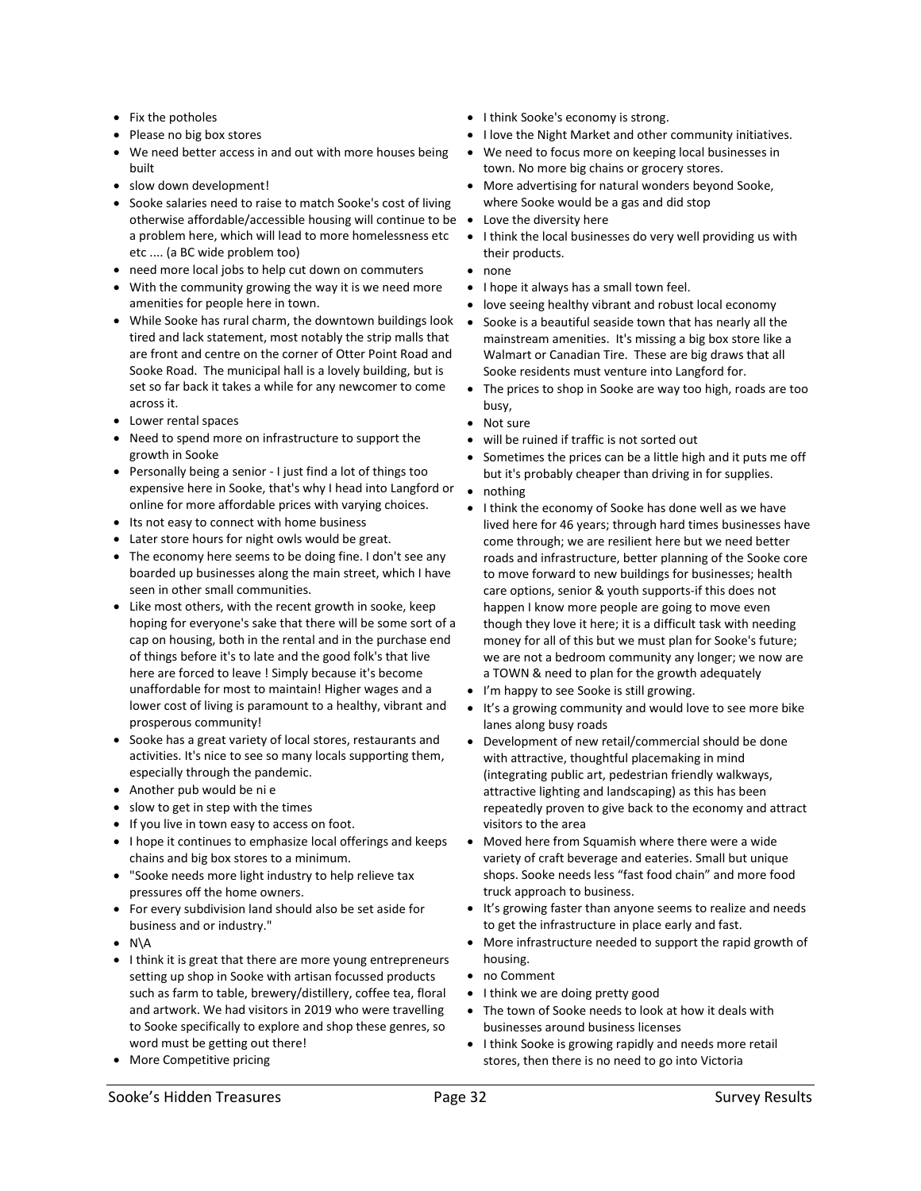- Fix the potholes
- Please no big box stores
- We need better access in and out with more houses being built
- slow down development!
- Sooke salaries need to raise to match Sooke's cost of living otherwise affordable/accessible housing will continue to be a problem here, which will lead to more homelessness etc etc .... (a BC wide problem too)
- need more local jobs to help cut down on commuters
- With the community growing the way it is we need more amenities for people here in town.
- While Sooke has rural charm, the downtown buildings look tired and lack statement, most notably the strip malls that are front and centre on the corner of Otter Point Road and Sooke Road. The municipal hall is a lovely building, but is set so far back it takes a while for any newcomer to come across it.
- Lower rental spaces
- Need to spend more on infrastructure to support the growth in Sooke
- Personally being a senior - I just find a lot of things too expensive here in Sooke, that's why I head into Langford or online for more affordable prices with varying choices.
- Its not easy to connect with home business
- Later store hours for night owls would be great.
- The economy here seems to be doing fine. I don't see any boarded up businesses along the main street, which I have seen in other small communities.
- Like most others, with the recent growth in sooke, keep hoping for everyone's sake that there will be some sort of a cap on housing, both in the rental and in the purchase end of things before it's to late and the good folk's that live here are forced to leave ! Simply because it's become unaffordable for most to maintain! Higher wages and a lower cost of living is paramount to a healthy, vibrant and prosperous community!
- Sooke has a great variety of local stores, restaurants and activities. It's nice to see so many locals supporting them, especially through the pandemic.
- Another pub would be ni e
- slow to get in step with the times
- If you live in town easy to access on foot.
- I hope it continues to emphasize local offerings and keeps chains and big box stores to a minimum.
- "Sooke needs more light industry to help relieve tax pressures off the home owners.
- For every subdivision land should also be set aside for business and or industry."
- N\A
- I think it is great that there are more young entrepreneurs setting up shop in Sooke with artisan focussed products such as farm to table, brewery/distillery, coffee tea, floral and artwork. We had visitors in 2019 who were travelling to Sooke specifically to explore and shop these genres, so word must be getting out there!
- More Competitive pricing
- I think Sooke's economy is strong.
- I love the Night Market and other community initiatives.
- We need to focus more on keeping local businesses in town. No more big chains or grocery stores.
- More advertising for natural wonders beyond Sooke, where Sooke would be a gas and did stop
- Love the diversity here
- I think the local businesses do very well providing us with their products.
- none
- I hope it always has a small town feel.
- love seeing healthy vibrant and robust local economy
- Sooke is a beautiful seaside town that has nearly all the mainstream amenities. It's missing a big box store like a Walmart or Canadian Tire. These are big draws that all Sooke residents must venture into Langford for.
- The prices to shop in Sooke are way too high, roads are too busy,
- Not sure
- will be ruined if traffic is not sorted out
- Sometimes the prices can be a little high and it puts me off but it's probably cheaper than driving in for supplies.
- nothing
- I think the economy of Sooke has done well as we have lived here for 46 years; through hard times businesses have come through; we are resilient here but we need better roads and infrastructure, better planning of the Sooke core to move forward to new buildings for businesses; health care options, senior & youth supports-if this does not happen I know more people are going to move even though they love it here; it is a difficult task with needing money for all of this but we must plan for Sooke's future; we are not a bedroom community any longer; we now are a TOWN & need to plan for the growth adequately
- I'm happy to see Sooke is still growing.
- It's a growing community and would love to see more bike lanes along busy roads
- Development of new retail/commercial should be done with attractive, thoughtful placemaking in mind (integrating public art, pedestrian friendly walkways, attractive lighting and landscaping) as this has been repeatedly proven to give back to the economy and attract visitors to the area
- Moved here from Squamish where there were a wide variety of craft beverage and eateries. Small but unique shops. Sooke needs less "fast food chain" and more food truck approach to business.
- It's growing faster than anyone seems to realize and needs to get the infrastructure in place early and fast.
- More infrastructure needed to support the rapid growth of housing.
- no Comment
- I think we are doing pretty good
- The town of Sooke needs to look at how it deals with businesses around business licenses
- I think Sooke is growing rapidly and needs more retail stores, then there is no need to go into Victoria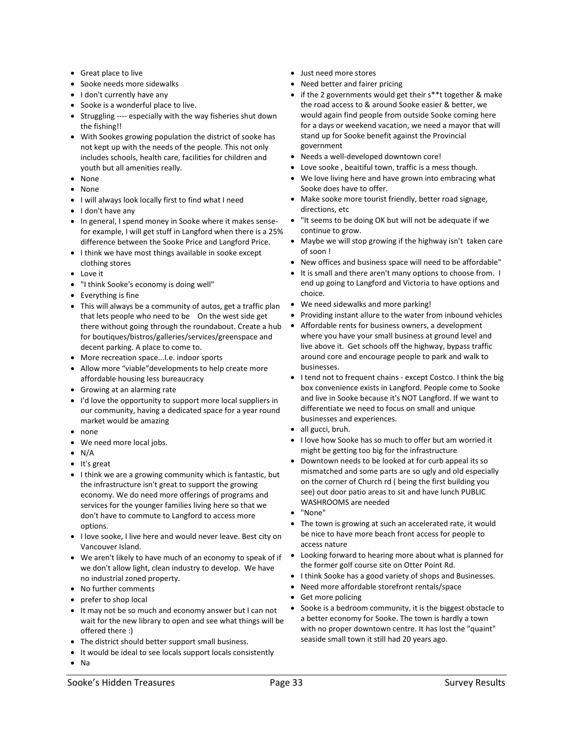- Great place to live
- Sooke needs more sidewalks
- I don't currently have any
- Sooke is a wonderful place to live.
- Struggling ---- especially with the way fisheries shut down the fishing!!
- With Sookes growing population the district of sooke has not kept up with the needs of the people. This not only includes schools, health care, facilities for children and youth but all amenities really.
- None
- None
- I will always look locally first to find what I need
- I don't have any
- In general, I spend money in Sooke where it makes sense- for example, I will get stuff in Langford when there is a 25% difference between the Sooke Price and Langford Price.
- I think we have most things available in sooke except clothing stores
- Love it
- "I think Sooke's economy is doing well"
- Everything is fine
- This will always be a community of autos, get a traffic plan that lets people who need to be On the west side get there without going through the roundabout. Create a hub for boutiques/bistros/galleries/services/greenspace and decent parking. A place to come to.
- More recreation space...I.e. indoor sports
- Allow more "viable"developments to help create more affordable housing less bureaucracy
- Growing at an alarming rate
- I'd love the opportunity to support more local suppliers in our community, having a dedicated space for a year round market would be amazing
- none
- We need more local jobs.
- N/A
- It's great
- I think we are a growing community which is fantastic, but the infrastructure isn't great to support the growing economy. We do need more offerings of programs and services for the younger families living here so that we don't have to commute to Langford to access more options.
- I love sooke, I live here and would never leave. Best city on Vancouver Island.
- We aren't likely to have much of an economy to speak of if we don't allow light, clean industry to develop. We have no industrial zoned property.
- No further comments
- prefer to shop local
- It may not be so much and economy answer but I can not wait for the new library to open and see what things will be offered there :)
- The district should better support small business.
- It would be ideal to see locals support locals consistently
- Na
- Just need more stores
- Need better and fairer pricing
- if the 2 governments would get their s**t together & make the road access to & around Sooke easier & better, we would again find people from outside Sooke coming here for a days or weekend vacation, we need a mayor that will stand up for Sooke benefit against the Provincial government
- Needs a well-developed downtown core!
- Love sooke , beaitiful town, traffic is a mess though.
- We love living here and have grown into embracing what Sooke does have to offer.
- Make sooke more tourist friendly, better road signage, directions, etc
- "It seems to be doing OK but will not be adequate if we continue to grow.
- Maybe we will stop growing if the highway isn't taken care of soon !
- New offices and business space will need to be affordable"
- It is small and there aren't many options to choose from. I end up going to Langford and Victoria to have options and choice.
- We need sidewalks and more parking!
- Providing instant allure to the water from inbound vehicles
- Affordable rents for business owners, a development where you have your small business at ground level and live above it. Get schools off the highway, bypass traffic around core and encourage people to park and walk to businesses.
- I tend not to frequent chains - except Costco. I think the big box convenience exists in Langford. People come to Sooke and live in Sooke because it's NOT Langford. If we want to differentiate we need to focus on small and unique businesses and experiences.
- all gucci, bruh.
- I love how Sooke has so much to offer but am worried it might be getting too big for the infrastructure
- Downtown needs to be looked at for curb appeal its so mismatched and some parts are so ugly and old especially on the corner of Church rd ( being the first building you see) out door patio areas to sit and have lunch PUBLIC WASHROOMS are needed
- "None"
- The town is growing at such an accelerated rate, it would be nice to have more beach front access for people to access nature
- Looking forward to hearing more about what is planned for the former golf course site on Otter Point Rd.
- I think Sooke has a good variety of shops and Businesses.
- Need more affordable storefront rentals/space
- Get more policing
- Sooke is a bedroom community, it is the biggest obstacle to a better economy for Sooke. The town is hardly a town with no proper downtown centre. It has lost the "quaint" seaside small town it still had 20 years ago.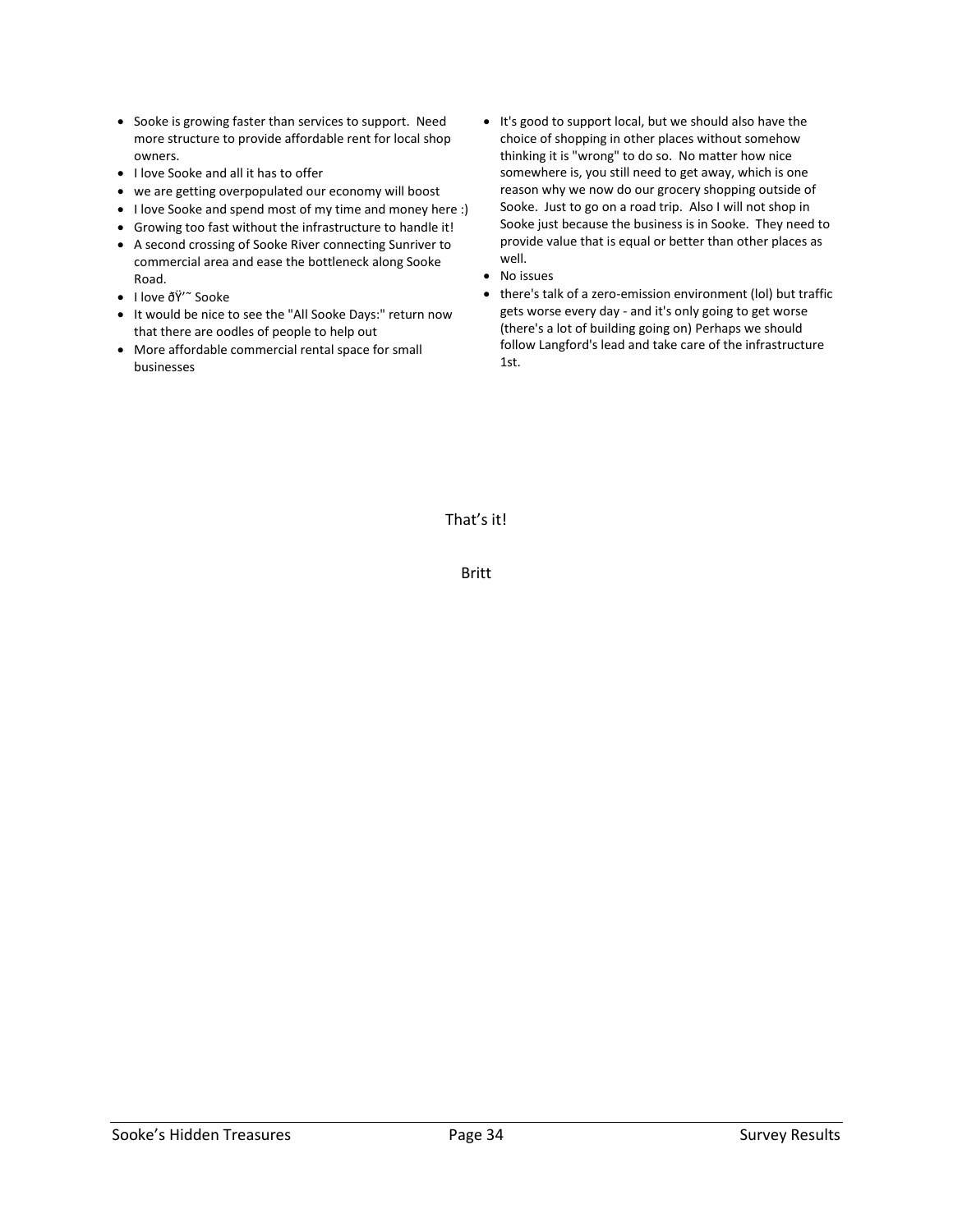- Sooke is growing faster than services to support.  Need more structure to provide affordable rent for local shop owners.
- I love Sooke and all it has to offer
- we are getting overpopulated our economy will boost
- I love Sooke and spend most of my time and money here :)
- Growing too fast without the infrastructure to handle it!
- A second crossing of Sooke River connecting Sunriver to commercial area and ease the bottleneck along Sooke Road.
- I love ðŸ'˜ Sooke
- It would be nice to see the "All Sooke Days:" return now that there are oodles of people to help out
- More affordable commercial rental space for small businesses
- It's good to support local, but we should also have the choice of shopping in other places without somehow thinking it is "wrong" to do so.  No matter how nice somewhere is, you still need to get away, which is one reason why we now do our grocery shopping outside of Sooke.  Just to go on a road trip.  Also I will not shop in Sooke just because the business is in Sooke.  They need to provide value that is equal or better than other places as well.
- No issues
- there's talk of a zero-emission environment (lol) but traffic gets worse every day - and it's only going to get worse (there's a lot of building going on) Perhaps we should follow Langford's lead and take care of the infrastructure 1st.

That's it!

Britt